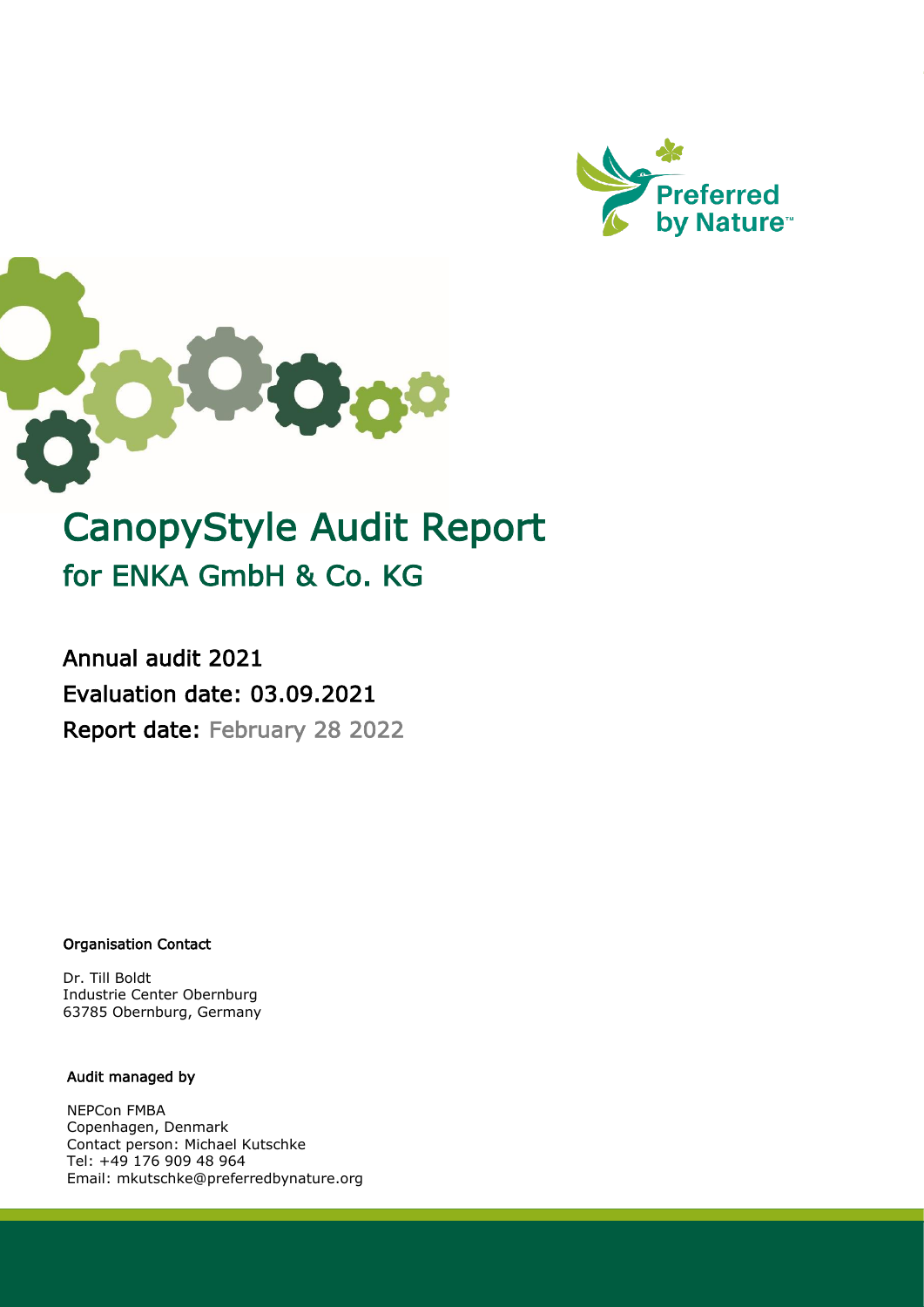# CanopyStyle Audit Report

## for ENKA GmbH & Co. KG

### Annual audit 2021

### Evaluation date: 03.09.2021

### Report date: February 28 2022

**Organisation Contact**

Dr. Till Boldt
Industrie Center Obernburg
63785 Obernburg, Germany

**Audit managed by**

NEPCon FMBA
Copenhagen, Denmark
Contact person: Michael Kutschke
Tel: +49 176 909 48 964
Email: mkutschke@preferredbynature.org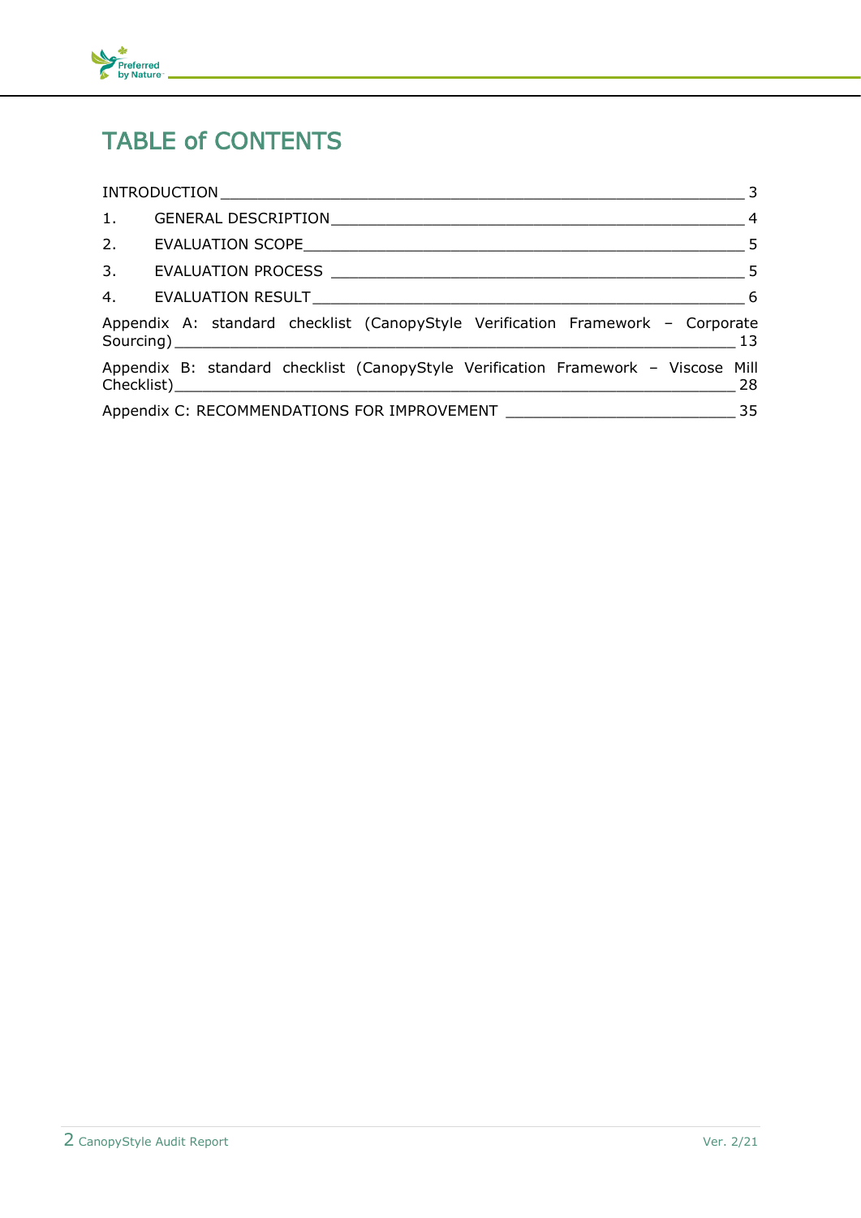# TABLE of CONTENTS

INTRODUCTION ____________________________________________ 3

1. GENERAL DESCRIPTION ____________________________________ 4
2. EVALUATION SCOPE ______________________________________ 5
3. EVALUATION PROCESS ____________________________________ 5
4. EVALUATION RESULT _____________________________________ 6

Appendix A: standard checklist (CanopyStyle Verification Framework – Corporate Sourcing) ____________________________________________ 13

Appendix B: standard checklist (CanopyStyle Verification Framework – Viscose Mill Checklist) ____________________________________________ 28

Appendix C: RECOMMENDATIONS FOR IMPROVEMENT ___________________ 35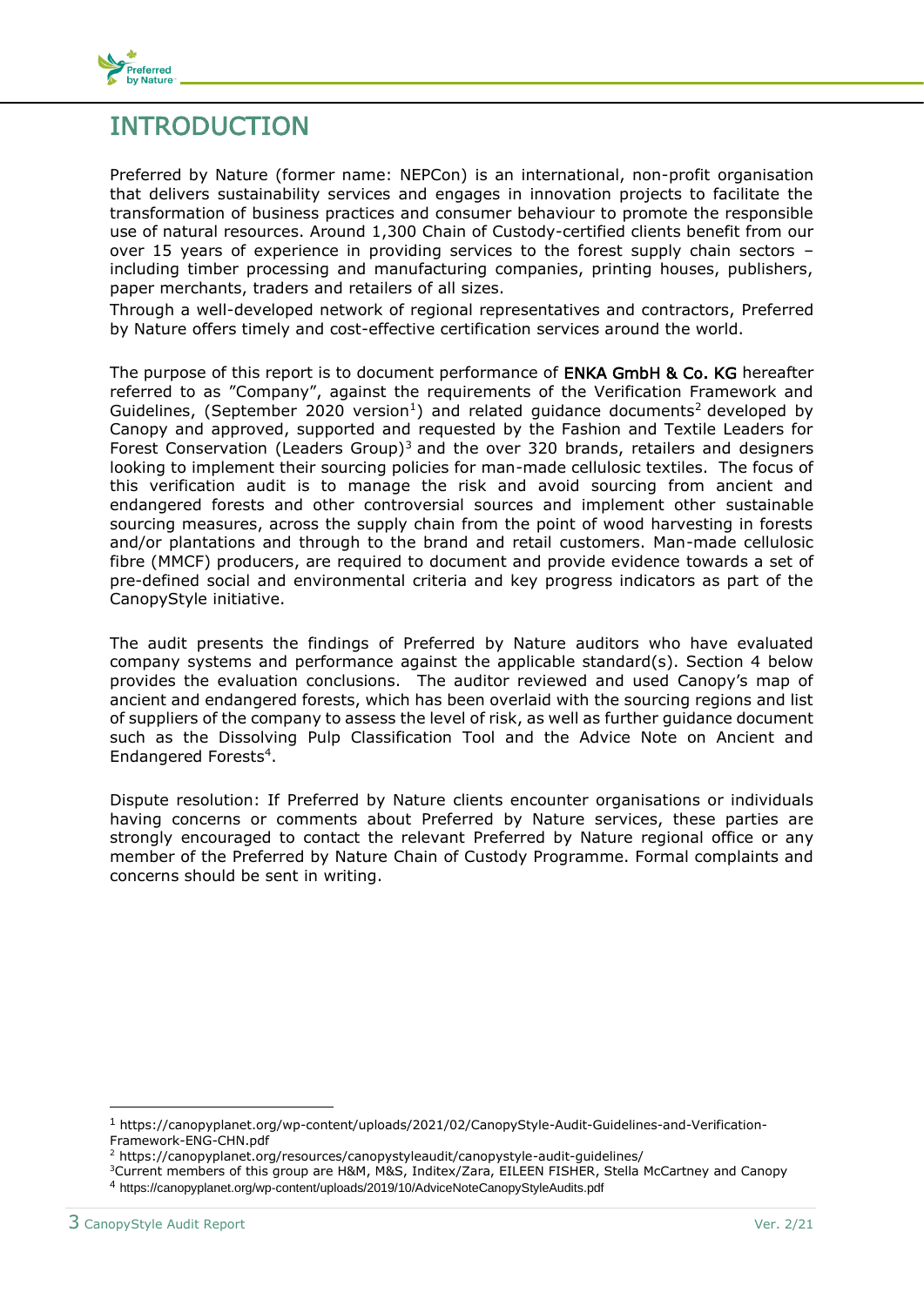# INTRODUCTION

Preferred by Nature (former name: NEPCon) is an international, non-profit organisation that delivers sustainability services and engages in innovation projects to facilitate the transformation of business practices and consumer behaviour to promote the responsible use of natural resources. Around 1,300 Chain of Custody-certified clients benefit from our over 15 years of experience in providing services to the forest supply chain sectors – including timber processing and manufacturing companies, printing houses, publishers, paper merchants, traders and retailers of all sizes.

Through a well-developed network of regional representatives and contractors, Preferred by Nature offers timely and cost-effective certification services around the world.

The purpose of this report is to document performance of **ENKA GmbH & Co. KG** hereafter referred to as "Company", against the requirements of the Verification Framework and Guidelines, (September 2020 version[1]) and related guidance documents[2] developed by Canopy and approved, supported and requested by the Fashion and Textile Leaders for Forest Conservation (Leaders Group)[3] and the over 320 brands, retailers and designers looking to implement their sourcing policies for man-made cellulosic textiles. The focus of this verification audit is to manage the risk and avoid sourcing from ancient and endangered forests and other controversial sources and implement other sustainable sourcing measures, across the supply chain from the point of wood harvesting in forests and/or plantations and through to the brand and retail customers. Man-made cellulosic fibre (MMCF) producers, are required to document and provide evidence towards a set of pre-defined social and environmental criteria and key progress indicators as part of the CanopyStyle initiative.

The audit presents the findings of Preferred by Nature auditors who have evaluated company systems and performance against the applicable standard(s). Section 4 below provides the evaluation conclusions. The auditor reviewed and used Canopy's map of ancient and endangered forests, which has been overlaid with the sourcing regions and list of suppliers of the company to assess the level of risk, as well as further guidance document such as the Dissolving Pulp Classification Tool and the Advice Note on Ancient and Endangered Forests[4].

Dispute resolution: If Preferred by Nature clients encounter organisations or individuals having concerns or comments about Preferred by Nature services, these parties are strongly encouraged to contact the relevant Preferred by Nature regional office or any member of the Preferred by Nature Chain of Custody Programme. Formal complaints and concerns should be sent in writing.

---

[1] https://canopyplanet.org/wp-content/uploads/2021/02/CanopyStyle-Audit-Guidelines-and-Verification-Framework-ENG-CHN.pdf

[2] https://canopyplanet.org/resources/canopystyleaudit/canopystyle-audit-guidelines/

[3] Current members of this group are H&M, M&S, Inditex/Zara, EILEEN FISHER, Stella McCartney and Canopy

[4] https://canopyplanet.org/wp-content/uploads/2019/10/AdviceNoteCanopyStyleAudits.pdf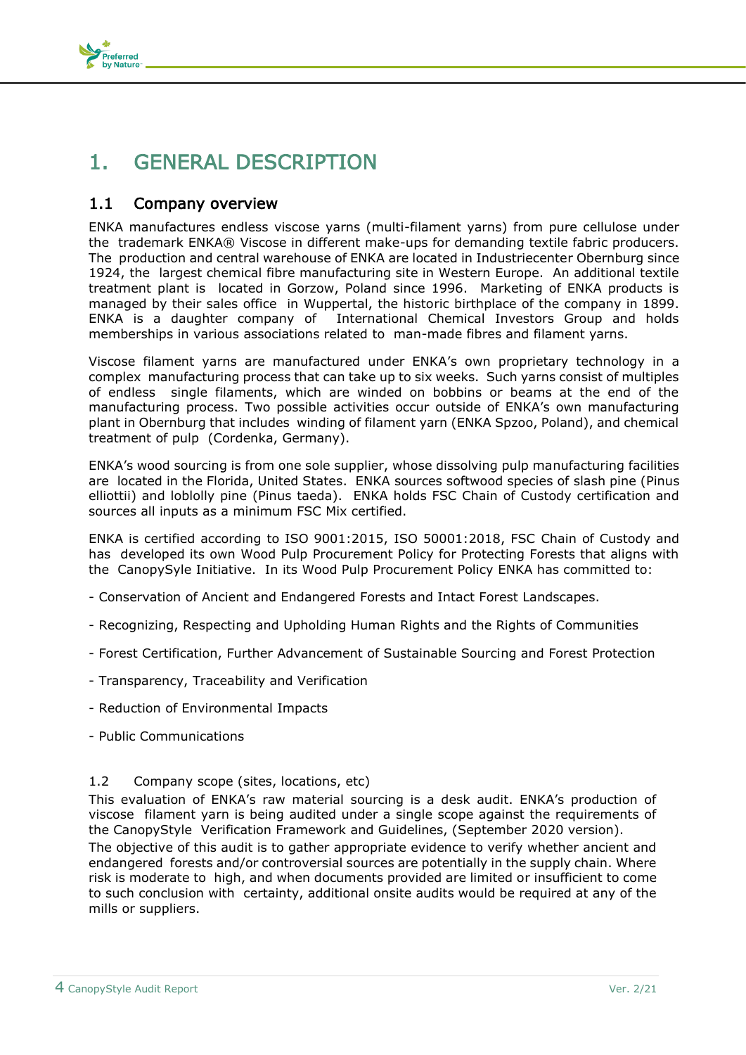# 1. GENERAL DESCRIPTION

## 1.1 Company overview

ENKA manufactures endless viscose yarns (multi-filament yarns) from pure cellulose under the trademark ENKA® Viscose in different make-ups for demanding textile fabric producers. The production and central warehouse of ENKA are located in Industriecenter Obernburg since 1924, the largest chemical fibre manufacturing site in Western Europe. An additional textile treatment plant is located in Gorzow, Poland since 1996. Marketing of ENKA products is managed by their sales office in Wuppertal, the historic birthplace of the company in 1899. ENKA is a daughter company of International Chemical Investors Group and holds memberships in various associations related to man-made fibres and filament yarns.

Viscose filament yarns are manufactured under ENKA's own proprietary technology in a complex manufacturing process that can take up to six weeks. Such yarns consist of multiples of endless single filaments, which are winded on bobbins or beams at the end of the manufacturing process. Two possible activities occur outside of ENKA's own manufacturing plant in Obernburg that includes winding of filament yarn (ENKA Spzoo, Poland), and chemical treatment of pulp (Cordenka, Germany).

ENKA's wood sourcing is from one sole supplier, whose dissolving pulp manufacturing facilities are located in the Florida, United States. ENKA sources softwood species of slash pine (Pinus elliottii) and loblolly pine (Pinus taeda). ENKA holds FSC Chain of Custody certification and sources all inputs as a minimum FSC Mix certified.

ENKA is certified according to ISO 9001:2015, ISO 50001:2018, FSC Chain of Custody and has developed its own Wood Pulp Procurement Policy for Protecting Forests that aligns with the CanopySyle Initiative. In its Wood Pulp Procurement Policy ENKA has committed to:

- Conservation of Ancient and Endangered Forests and Intact Forest Landscapes.

- Recognizing, Respecting and Upholding Human Rights and the Rights of Communities

- Forest Certification, Further Advancement of Sustainable Sourcing and Forest Protection

- Transparency, Traceability and Verification

- Reduction of Environmental Impacts

- Public Communications

## 1.2 Company scope (sites, locations, etc)

This evaluation of ENKA's raw material sourcing is a desk audit. ENKA's production of viscose filament yarn is being audited under a single scope against the requirements of the CanopyStyle Verification Framework and Guidelines, (September 2020 version).

The objective of this audit is to gather appropriate evidence to verify whether ancient and endangered forests and/or controversial sources are potentially in the supply chain. Where risk is moderate to high, and when documents provided are limited or insufficient to come to such conclusion with certainty, additional onsite audits would be required at any of the mills or suppliers.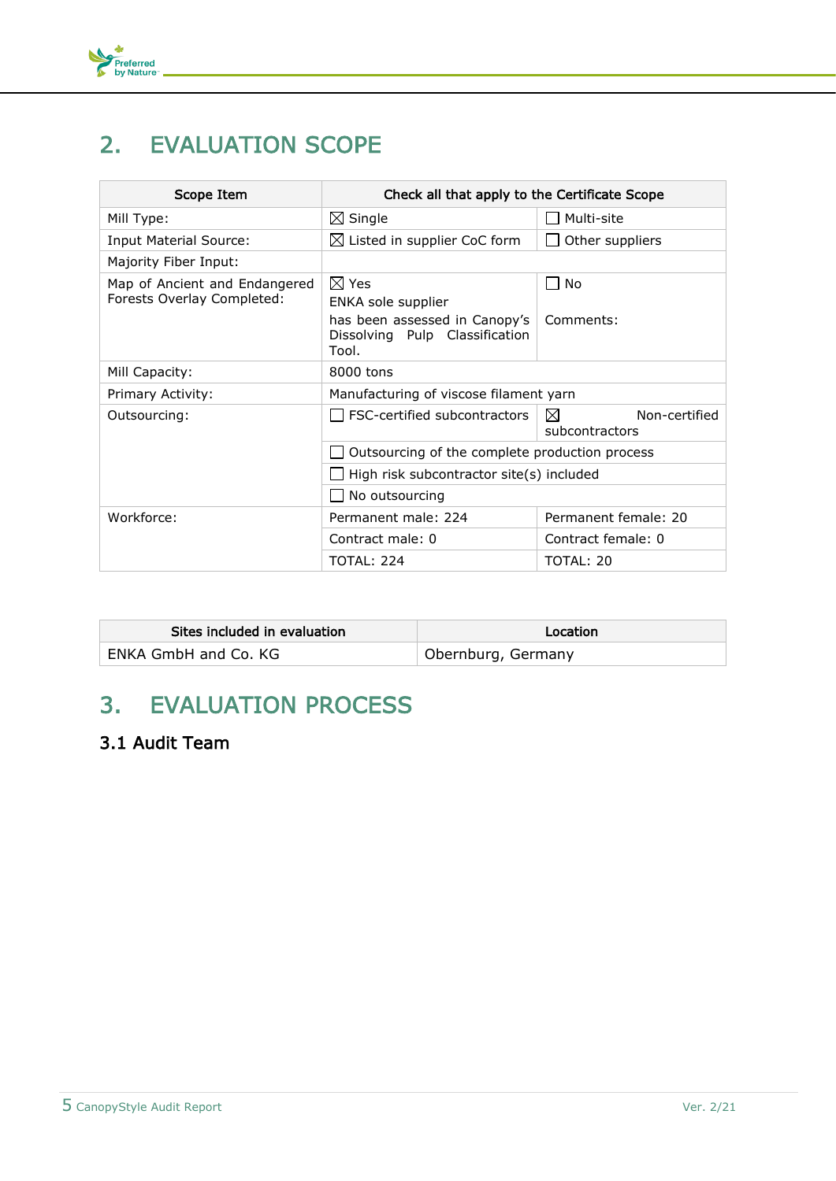## 2. EVALUATION SCOPE

| Scope Item | Check all that apply to the Certificate Scope | |
|---|---|---|
| Mill Type: | ☒ Single | ☐ Multi-site |
| Input Material Source: | ☒ Listed in supplier CoC form | ☐ Other suppliers |
| Majority Fiber Input: | | |
| Map of Ancient and Endangered Forests Overlay Completed: | ☒ Yes<br>ENKA sole supplier has been assessed in Canopy's Dissolving Pulp Classification Tool. | ☐ No<br><br>Comments: |
| Mill Capacity: | 8000 tons | |
| Primary Activity: | Manufacturing of viscose filament yarn | |
| Outsourcing: | ☐ FSC-certified subcontractors | ☒ Non-certified subcontractors |
| | ☐ Outsourcing of the complete production process | |
| | ☐ High risk subcontractor site(s) included | |
| | ☐ No outsourcing | |
| Workforce: | Permanent male: 224 | Permanent female: 20 |
| | Contract male: 0 | Contract female: 0 |
| | TOTAL: 224 | TOTAL: 20 |

| Sites included in evaluation | Location |
|---|---|
| ENKA GmbH and Co. KG | Obernburg, Germany |

## 3. EVALUATION PROCESS

### 3.1 Audit Team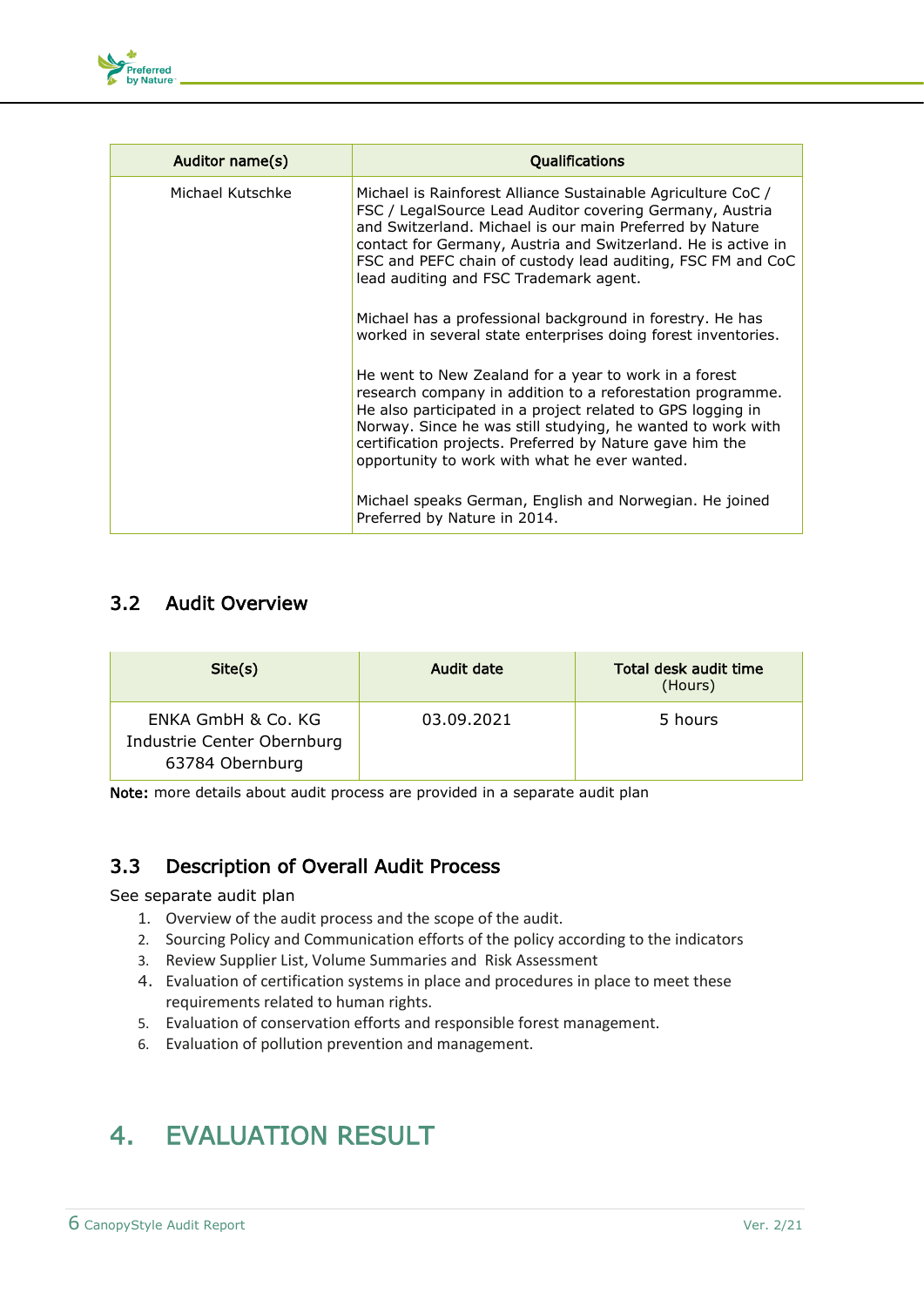| Auditor name(s) | Qualifications |
|---|---|
| Michael Kutschke | Michael is Rainforest Alliance Sustainable Agriculture CoC / FSC / LegalSource Lead Auditor covering Germany, Austria and Switzerland. Michael is our main Preferred by Nature contact for Germany, Austria and Switzerland. He is active in FSC and PEFC chain of custody lead auditing, FSC FM and CoC lead auditing and FSC Trademark agent.<br><br>Michael has a professional background in forestry. He has worked in several state enterprises doing forest inventories.<br><br>He went to New Zealand for a year to work in a forest research company in addition to a reforestation programme. He also participated in a project related to GPS logging in Norway. Since he was still studying, he wanted to work with certification projects. Preferred by Nature gave him the opportunity to work with what he ever wanted.<br><br>Michael speaks German, English and Norwegian. He joined Preferred by Nature in 2014. |

## 3.2 Audit Overview

| Site(s) | Audit date | Total desk audit time (Hours) |
|---|---|---|
| ENKA GmbH & Co. KG Industrie Center Obernburg 63784 Obernburg | 03.09.2021 | 5 hours |

**Note:** more details about audit process are provided in a separate audit plan

## 3.3 Description of Overall Audit Process

See separate audit plan

1. Overview of the audit process and the scope of the audit.
2. Sourcing Policy and Communication efforts of the policy according to the indicators
3. Review Supplier List, Volume Summaries and Risk Assessment
4. Evaluation of certification systems in place and procedures in place to meet these requirements related to human rights.
5. Evaluation of conservation efforts and responsible forest management.
6. Evaluation of pollution prevention and management.

# 4. EVALUATION RESULT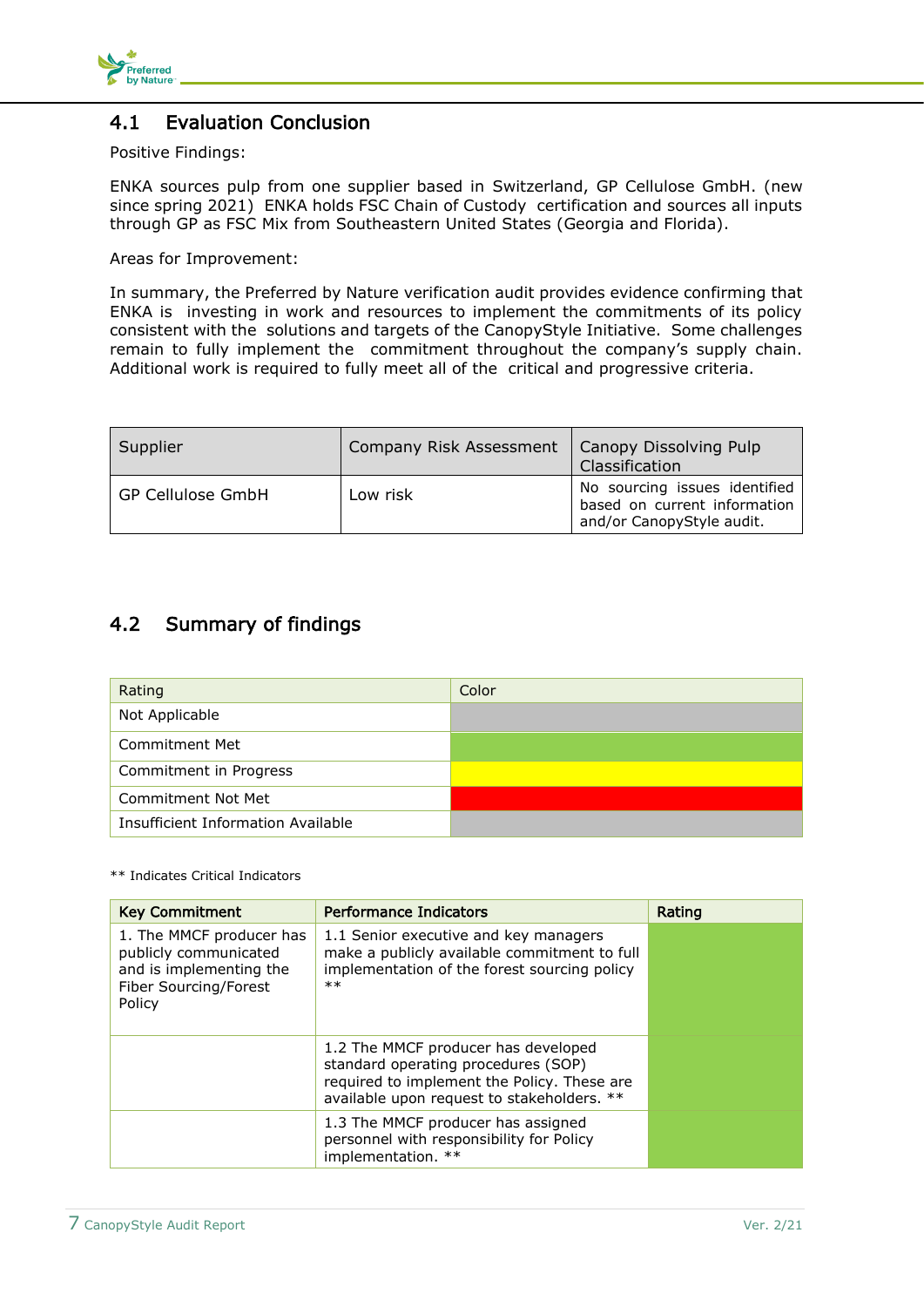## 4.1 Evaluation Conclusion

Positive Findings:

ENKA sources pulp from one supplier based in Switzerland, GP Cellulose GmbH. (new since spring 2021) ENKA holds FSC Chain of Custody certification and sources all inputs through GP as FSC Mix from Southeastern United States (Georgia and Florida).

Areas for Improvement:

In summary, the Preferred by Nature verification audit provides evidence confirming that ENKA is investing in work and resources to implement the commitments of its policy consistent with the solutions and targets of the CanopyStyle Initiative. Some challenges remain to fully implement the commitment throughout the company's supply chain. Additional work is required to fully meet all of the critical and progressive criteria.

| Supplier | Company Risk Assessment | Canopy Dissolving Pulp Classification |
|---|---|---|
| GP Cellulose GmbH | Low risk | No sourcing issues identified based on current information and/or CanopyStyle audit. |

## 4.2 Summary of findings

| Rating | Color |
|---|---|
| Not Applicable | Grey |
| Commitment Met | Green |
| Commitment in Progress | Yellow |
| Commitment Not Met | Red |
| Insufficient Information Available | Grey |

** Indicates Critical Indicators

| Key Commitment | Performance Indicators | Rating |
|---|---|---|
| 1. The MMCF producer has publicly communicated and is implementing the Fiber Sourcing/Forest Policy | 1.1 Senior executive and key managers make a publicly available commitment to full implementation of the forest sourcing policy ** | Commitment Met (Green) |
| | 1.2 The MMCF producer has developed standard operating procedures (SOP) required to implement the Policy. These are available upon request to stakeholders. ** | Commitment Met (Green) |
| | 1.3 The MMCF producer has assigned personnel with responsibility for Policy implementation. ** | Commitment Met (Green) |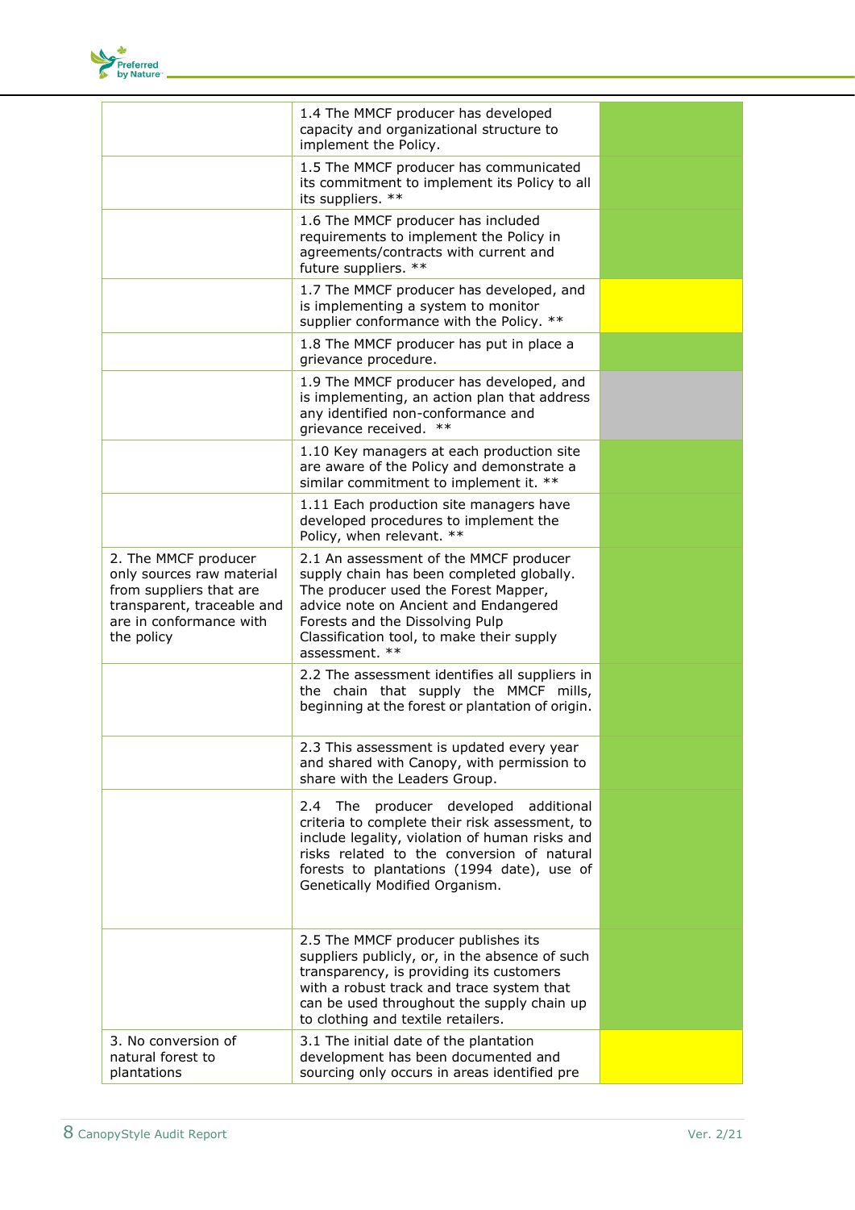| | | |
|---|---|---|
| | 1.4 The MMCF producer has developed capacity and organizational structure to implement the Policy. | |
| | 1.5 The MMCF producer has communicated its commitment to implement its Policy to all its suppliers. ** | |
| | 1.6 The MMCF producer has included requirements to implement the Policy in agreements/contracts with current and future suppliers. ** | |
| | 1.7 The MMCF producer has developed, and is implementing a system to monitor supplier conformance with the Policy. ** | |
| | 1.8 The MMCF producer has put in place a grievance procedure. | |
| | 1.9 The MMCF producer has developed, and is implementing, an action plan that address any identified non-conformance and grievance received. ** | |
| | 1.10 Key managers at each production site are aware of the Policy and demonstrate a similar commitment to implement it. ** | |
| | 1.11 Each production site managers have developed procedures to implement the Policy, when relevant. ** | |
| 2. The MMCF producer only sources raw material from suppliers that are transparent, traceable and are in conformance with the policy | 2.1 An assessment of the MMCF producer supply chain has been completed globally. The producer used the Forest Mapper, advice note on Ancient and Endangered Forests and the Dissolving Pulp Classification tool, to make their supply assessment. ** | |
| | 2.2 The assessment identifies all suppliers in the chain that supply the MMCF mills, beginning at the forest or plantation of origin. | |
| | 2.3 This assessment is updated every year and shared with Canopy, with permission to share with the Leaders Group. | |
| | 2.4 The producer developed additional criteria to complete their risk assessment, to include legality, violation of human risks and risks related to the conversion of natural forests to plantations (1994 date), use of Genetically Modified Organism. | |
| | 2.5 The MMCF producer publishes its suppliers publicly, or, in the absence of such transparency, is providing its customers with a robust track and trace system that can be used throughout the supply chain up to clothing and textile retailers. | |
| 3. No conversion of natural forest to plantations | 3.1 The initial date of the plantation development has been documented and sourcing only occurs in areas identified pre | |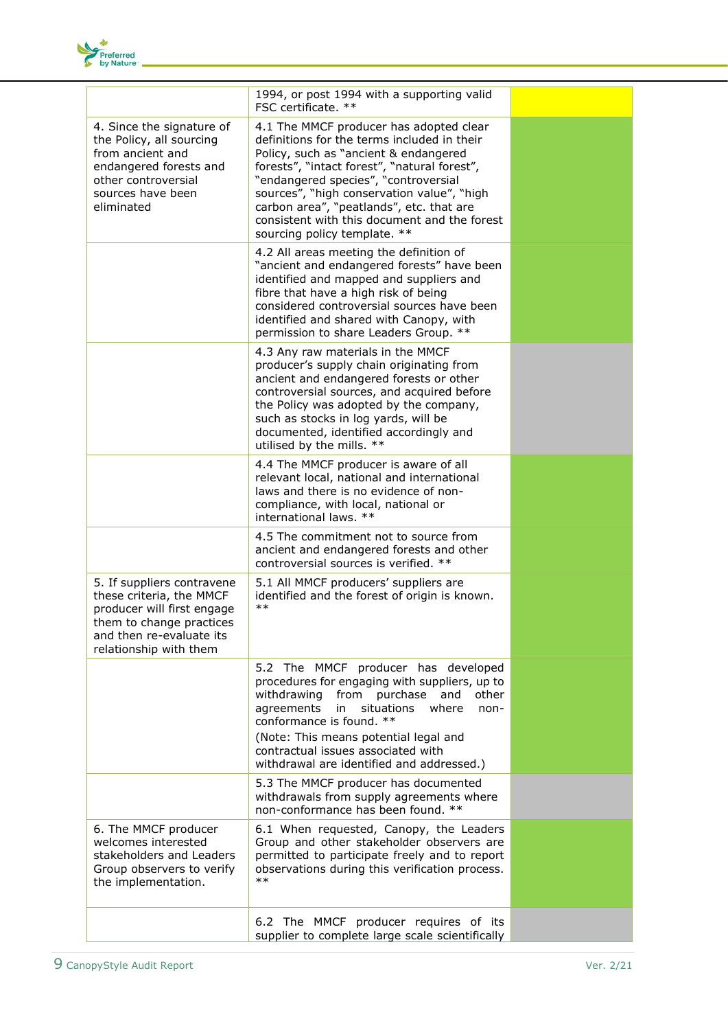| | | |
|---|---|---|
| | 1994, or post 1994 with a supporting valid FSC certificate. ** | |
| 4. Since the signature of the Policy, all sourcing from ancient and endangered forests and other controversial sources have been eliminated | 4.1 The MMCF producer has adopted clear definitions for the terms included in their Policy, such as "ancient & endangered forests", "intact forest", "natural forest", "endangered species", "controversial sources", "high conservation value", "high carbon area", "peatlands", etc. that are consistent with this document and the forest sourcing policy template. ** | |
| | 4.2 All areas meeting the definition of "ancient and endangered forests" have been identified and mapped and suppliers and fibre that have a high risk of being considered controversial sources have been identified and shared with Canopy, with permission to share Leaders Group. ** | |
| | 4.3 Any raw materials in the MMCF producer's supply chain originating from ancient and endangered forests or other controversial sources, and acquired before the Policy was adopted by the company, such as stocks in log yards, will be documented, identified accordingly and utilised by the mills. ** | |
| | 4.4 The MMCF producer is aware of all relevant local, national and international laws and there is no evidence of non-compliance, with local, national or international laws. ** | |
| | 4.5 The commitment not to source from ancient and endangered forests and other controversial sources is verified. ** | |
| 5. If suppliers contravene these criteria, the MMCF producer will first engage them to change practices and then re-evaluate its relationship with them | 5.1 All MMCF producers' suppliers are identified and the forest of origin is known. ** | |
| | 5.2 The MMCF producer has developed procedures for engaging with suppliers, up to withdrawing from purchase and other agreements in situations where non-conformance is found. ** (Note: This means potential legal and contractual issues associated with withdrawal are identified and addressed.) | |
| | 5.3 The MMCF producer has documented withdrawals from supply agreements where non-conformance has been found. ** | |
| 6. The MMCF producer welcomes interested stakeholders and Leaders Group observers to verify the implementation. | 6.1 When requested, Canopy, the Leaders Group and other stakeholder observers are permitted to participate freely and to report observations during this verification process. ** | |
| | 6.2 The MMCF producer requires of its supplier to complete large scale scientifically | |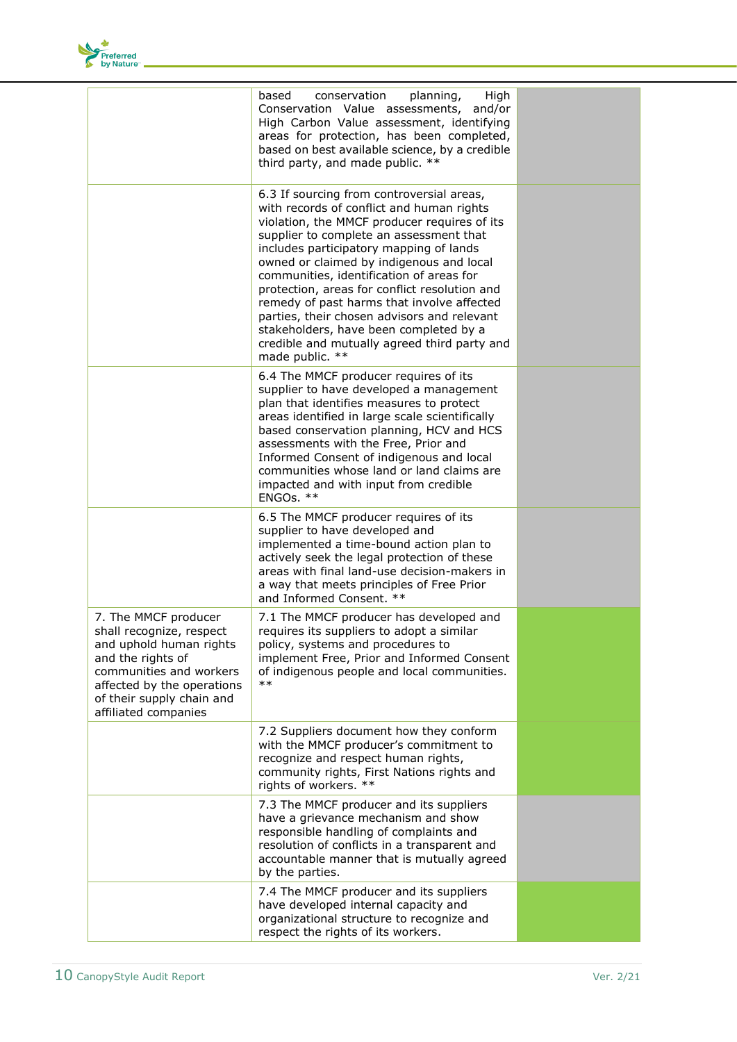| | | |
|---|---|---|
| | based conservation planning, High Conservation Value assessments, and/or High Carbon Value assessment, identifying areas for protection, has been completed, based on best available science, by a credible third party, and made public. ** | |
| | 6.3 If sourcing from controversial areas, with records of conflict and human rights violation, the MMCF producer requires of its supplier to complete an assessment that includes participatory mapping of lands owned or claimed by indigenous and local communities, identification of areas for protection, areas for conflict resolution and remedy of past harms that involve affected parties, their chosen advisors and relevant stakeholders, have been completed by a credible and mutually agreed third party and made public. ** | |
| | 6.4 The MMCF producer requires of its supplier to have developed a management plan that identifies measures to protect areas identified in large scale scientifically based conservation planning, HCV and HCS assessments with the Free, Prior and Informed Consent of indigenous and local communities whose land or land claims are impacted and with input from credible ENGOs. ** | |
| | 6.5 The MMCF producer requires of its supplier to have developed and implemented a time-bound action plan to actively seek the legal protection of these areas with final land-use decision-makers in a way that meets principles of Free Prior and Informed Consent. ** | |
| 7. The MMCF producer shall recognize, respect and uphold human rights and the rights of communities and workers affected by the operations of their supply chain and affiliated companies | 7.1 The MMCF producer has developed and requires its suppliers to adopt a similar policy, systems and procedures to implement Free, Prior and Informed Consent of indigenous people and local communities. ** | |
| | 7.2 Suppliers document how they conform with the MMCF producer's commitment to recognize and respect human rights, community rights, First Nations rights and rights of workers. ** | |
| | 7.3 The MMCF producer and its suppliers have a grievance mechanism and show responsible handling of complaints and resolution of conflicts in a transparent and accountable manner that is mutually agreed by the parties. | |
| | 7.4 The MMCF producer and its suppliers have developed internal capacity and organizational structure to recognize and respect the rights of its workers. | |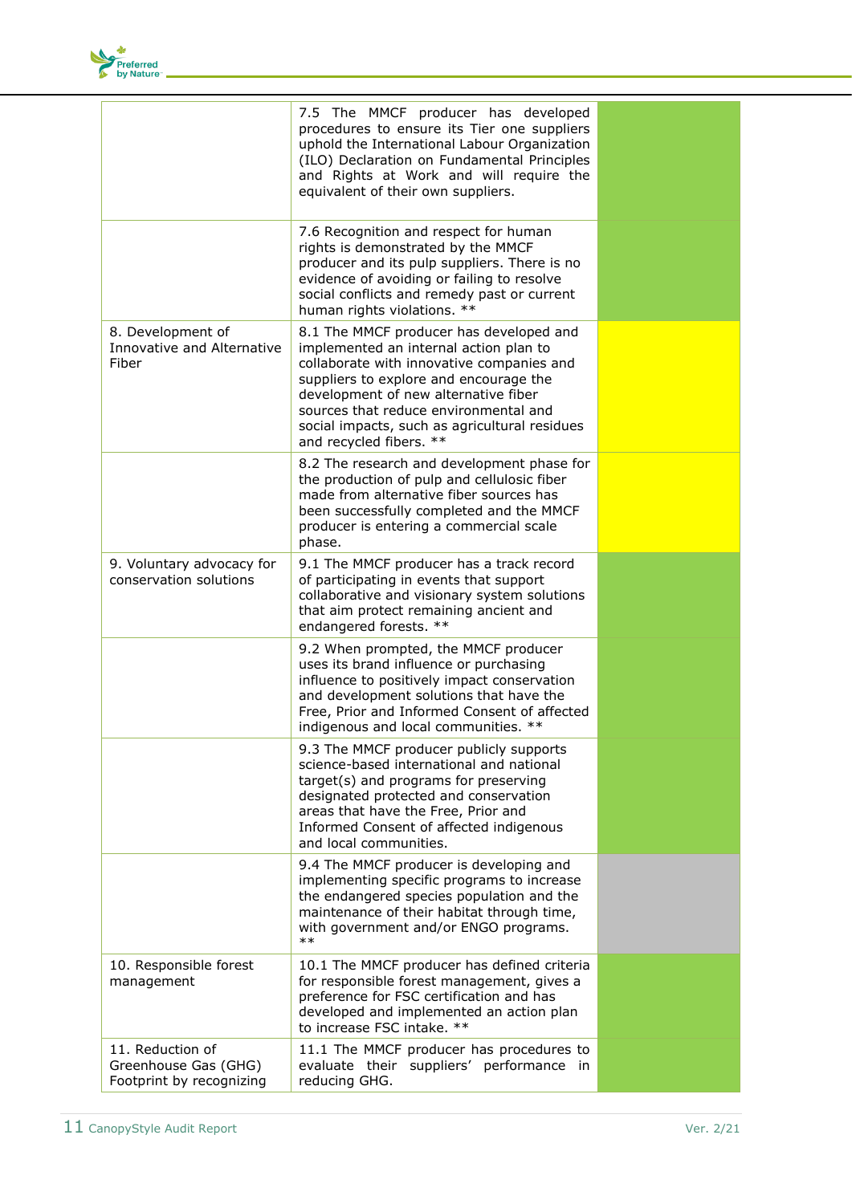|  |  |  |
|---|---|---|
|  | 7.5 The MMCF producer has developed procedures to ensure its Tier one suppliers uphold the International Labour Organization (ILO) Declaration on Fundamental Principles and Rights at Work and will require the equivalent of their own suppliers. |  |
|  | 7.6 Recognition and respect for human rights is demonstrated by the MMCF producer and its pulp suppliers. There is no evidence of avoiding or failing to resolve social conflicts and remedy past or current human rights violations. ** |  |
| 8. Development of Innovative and Alternative Fiber | 8.1 The MMCF producer has developed and implemented an internal action plan to collaborate with innovative companies and suppliers to explore and encourage the development of new alternative fiber sources that reduce environmental and social impacts, such as agricultural residues and recycled fibers. ** |  |
|  | 8.2 The research and development phase for the production of pulp and cellulosic fiber made from alternative fiber sources has been successfully completed and the MMCF producer is entering a commercial scale phase. |  |
| 9. Voluntary advocacy for conservation solutions | 9.1 The MMCF producer has a track record of participating in events that support collaborative and visionary system solutions that aim protect remaining ancient and endangered forests. ** |  |
|  | 9.2 When prompted, the MMCF producer uses its brand influence or purchasing influence to positively impact conservation and development solutions that have the Free, Prior and Informed Consent of affected indigenous and local communities. ** |  |
|  | 9.3 The MMCF producer publicly supports science-based international and national target(s) and programs for preserving designated protected and conservation areas that have the Free, Prior and Informed Consent of affected indigenous and local communities. |  |
|  | 9.4 The MMCF producer is developing and implementing specific programs to increase the endangered species population and the maintenance of their habitat through time, with government and/or ENGO programs. ** |  |
| 10. Responsible forest management | 10.1 The MMCF producer has defined criteria for responsible forest management, gives a preference for FSC certification and has developed and implemented an action plan to increase FSC intake. ** |  |
| 11. Reduction of Greenhouse Gas (GHG) Footprint by recognizing | 11.1 The MMCF producer has procedures to evaluate their suppliers' performance in reducing GHG. |  |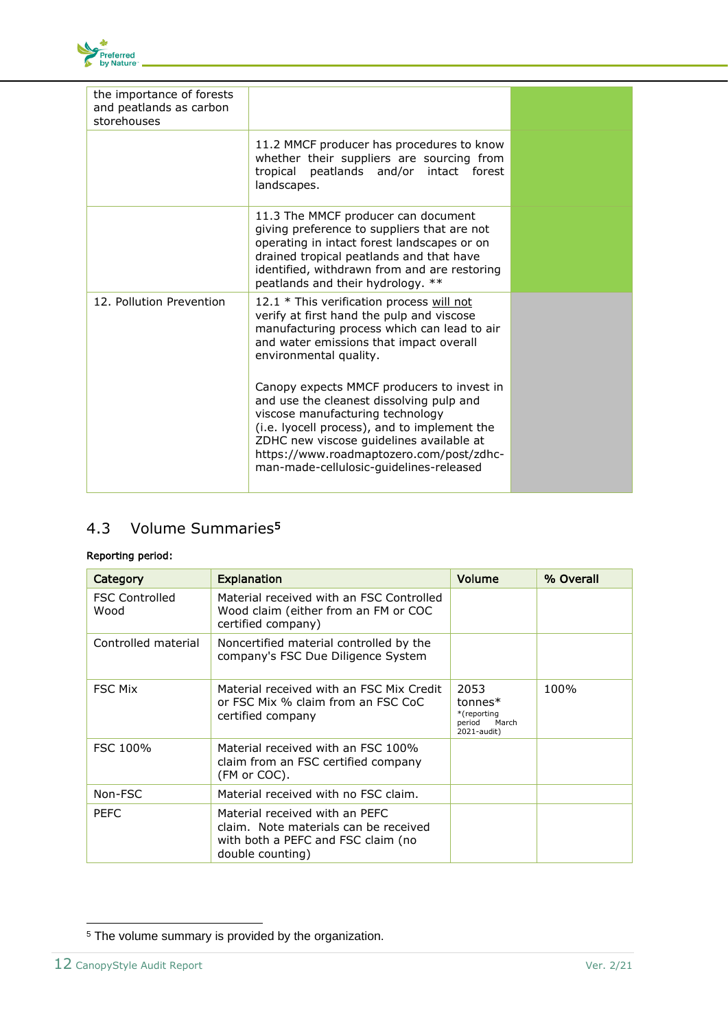| | | |
|---|---|---|
| the importance of forests and peatlands as carbon storehouses | | |
| | 11.2 MMCF producer has procedures to know whether their suppliers are sourcing from tropical peatlands and/or intact forest landscapes. | |
| | 11.3 The MMCF producer can document giving preference to suppliers that are not operating in intact forest landscapes or on drained tropical peatlands and that have identified, withdrawn from and are restoring peatlands and their hydrology. ** | |
| 12. Pollution Prevention | 12.1 * This verification process will not verify at first hand the pulp and viscose manufacturing process which can lead to air and water emissions that impact overall environmental quality.<br><br>Canopy expects MMCF producers to invest in and use the cleanest dissolving pulp and viscose manufacturing technology (i.e. lyocell process), and to implement the ZDHC new viscose guidelines available at https://www.roadmaptozero.com/post/zdhc-man-made-cellulosic-guidelines-released | |

## 4.3 Volume Summaries[5]

**Reporting period:**

| Category | Explanation | Volume | % Overall |
|---|---|---|---|
| FSC Controlled Wood | Material received with an FSC Controlled Wood claim (either from an FM or COC certified company) | | |
| Controlled material | Noncertified material controlled by the company's FSC Due Diligence System | | |
| FSC Mix | Material received with an FSC Mix Credit or FSC Mix % claim from an FSC CoC certified company | 2053 tonnes* *(reporting period March 2021-audit) | 100% |
| FSC 100% | Material received with an FSC 100% claim from an FSC certified company (FM or COC). | | |
| Non-FSC | Material received with no FSC claim. | | |
| PEFC | Material received with an PEFC claim. Note materials can be received with both a PEFC and FSC claim (no double counting) | | |

[5] The volume summary is provided by the organization.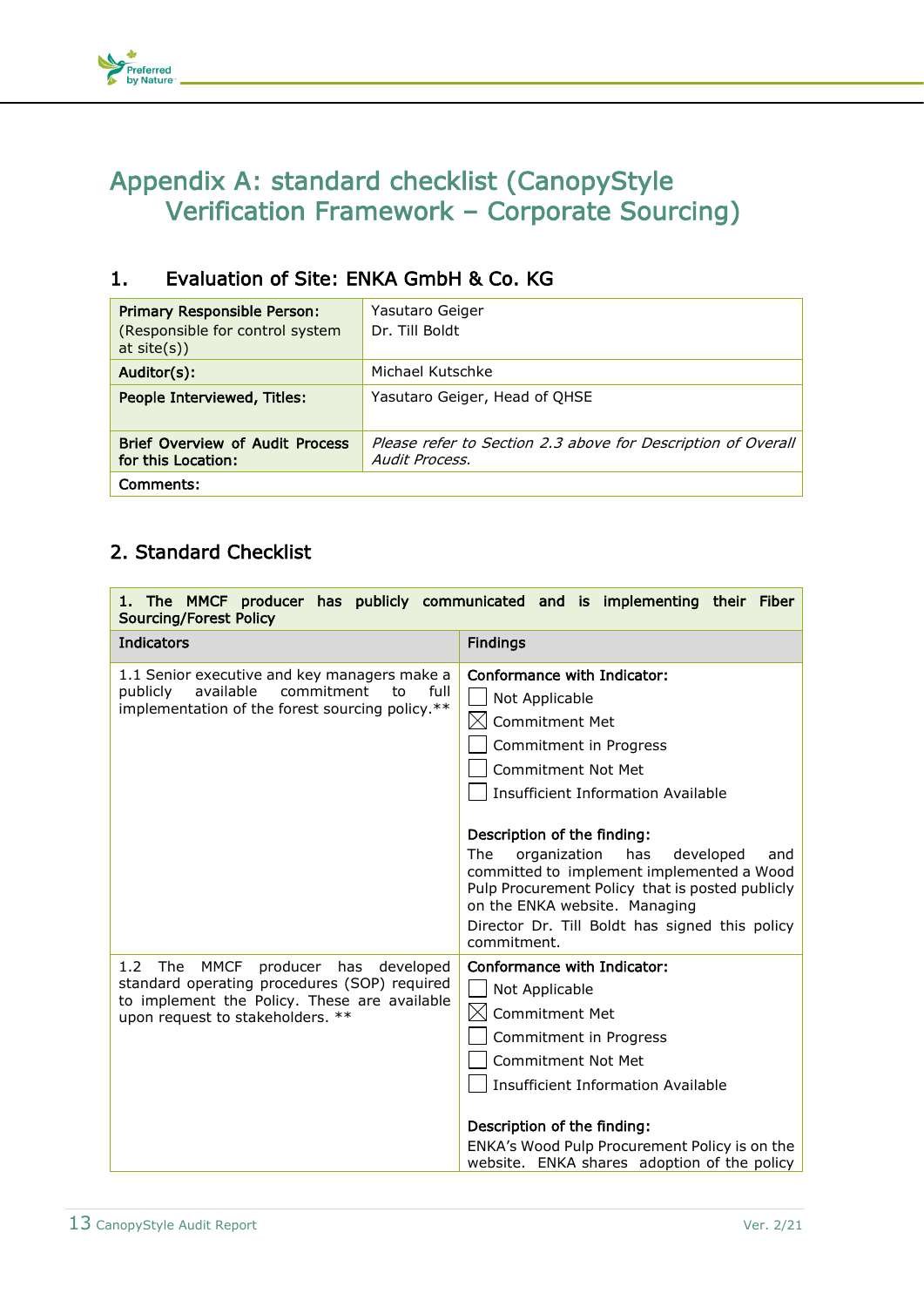# Appendix A: standard checklist (CanopyStyle Verification Framework – Corporate Sourcing)

## 1. Evaluation of Site: ENKA GmbH & Co. KG

| | |
|---|---|
| **Primary Responsible Person:** (Responsible for control system at site(s)) | Yasutaro Geiger<br>Dr. Till Boldt |
| **Auditor(s):** | Michael Kutschke |
| **People Interviewed, Titles:** | Yasutaro Geiger, Head of QHSE |
| **Brief Overview of Audit Process for this Location:** | *Please refer to Section 2.3 above for Description of Overall Audit Process.* |
| **Comments:** | |

## 2. Standard Checklist

| **1. The MMCF producer has publicly communicated and is implementing their Fiber Sourcing/Forest Policy** | |
|---|---|
| **Indicators** | **Findings** |
| 1.1 Senior executive and key managers make a publicly available commitment to full implementation of the forest sourcing policy.** | **Conformance with Indicator:**<br>☐ Not Applicable<br>☒ Commitment Met<br>☐ Commitment in Progress<br>☐ Commitment Not Met<br>☐ Insufficient Information Available<br><br>**Description of the finding:**<br>The organization has developed and committed to implement implemented a Wood Pulp Procurement Policy that is posted publicly on the ENKA website. Managing Director Dr. Till Boldt has signed this policy commitment. |
| 1.2 The MMCF producer has developed standard operating procedures (SOP) required to implement the Policy. These are available upon request to stakeholders. ** | **Conformance with Indicator:**<br>☐ Not Applicable<br>☒ Commitment Met<br>☐ Commitment in Progress<br>☐ Commitment Not Met<br>☐ Insufficient Information Available<br><br>**Description of the finding:**<br>ENKA's Wood Pulp Procurement Policy is on the website. ENKA shares adoption of the policy |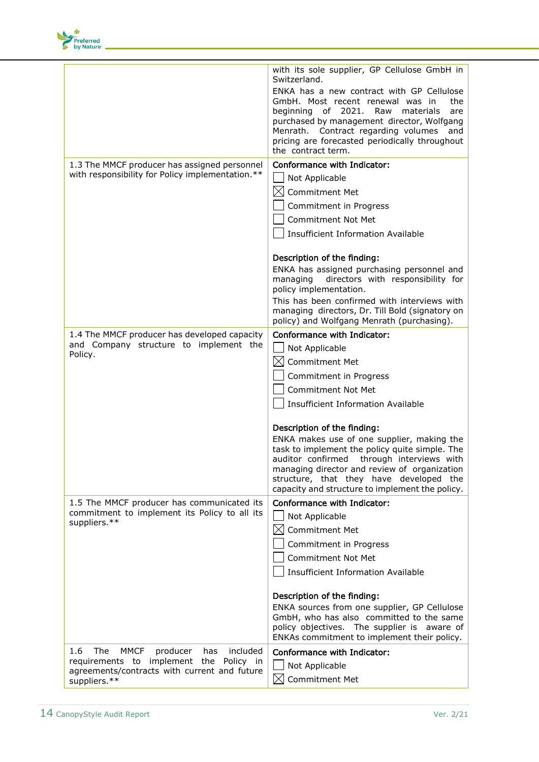| | |
|---|---|
| | with its sole supplier, GP Cellulose GmbH in Switzerland.<br>ENKA has a new contract with GP Cellulose GmbH. Most recent renewal was in the beginning of 2021. Raw materials are purchased by management director, Wolfgang Menrath. Contract regarding volumes and pricing are forecasted periodically throughout the contract term. |
| 1.3 The MMCF producer has assigned personnel with responsibility for Policy implementation.** | **Conformance with Indicator:**<br>☐ Not Applicable<br>☒ Commitment Met<br>☐ Commitment in Progress<br>☐ Commitment Not Met<br>☐ Insufficient Information Available<br><br>**Description of the finding:**<br>ENKA has assigned purchasing personnel and managing directors with responsibility for policy implementation.<br>This has been confirmed with interviews with managing directors, Dr. Till Bold (signatory on policy) and Wolfgang Menrath (purchasing). |
| 1.4 The MMCF producer has developed capacity and Company structure to implement the Policy. | **Conformance with Indicator:**<br>☐ Not Applicable<br>☒ Commitment Met<br>☐ Commitment in Progress<br>☐ Commitment Not Met<br>☐ Insufficient Information Available<br><br>**Description of the finding:**<br>ENKA makes use of one supplier, making the task to implement the policy quite simple. The auditor confirmed through interviews with managing director and review of organization structure, that they have developed the capacity and structure to implement the policy. |
| 1.5 The MMCF producer has communicated its commitment to implement its Policy to all its suppliers.** | **Conformance with Indicator:**<br>☐ Not Applicable<br>☒ Commitment Met<br>☐ Commitment in Progress<br>☐ Commitment Not Met<br>☐ Insufficient Information Available<br><br>**Description of the finding:**<br>ENKA sources from one supplier, GP Cellulose GmbH, who has also committed to the same policy objectives. The supplier is aware of ENKAs commitment to implement their policy. |
| 1.6 The MMCF producer has included requirements to implement the Policy in agreements/contracts with current and future suppliers.** | **Conformance with Indicator:**<br>☐ Not Applicable<br>☒ Commitment Met |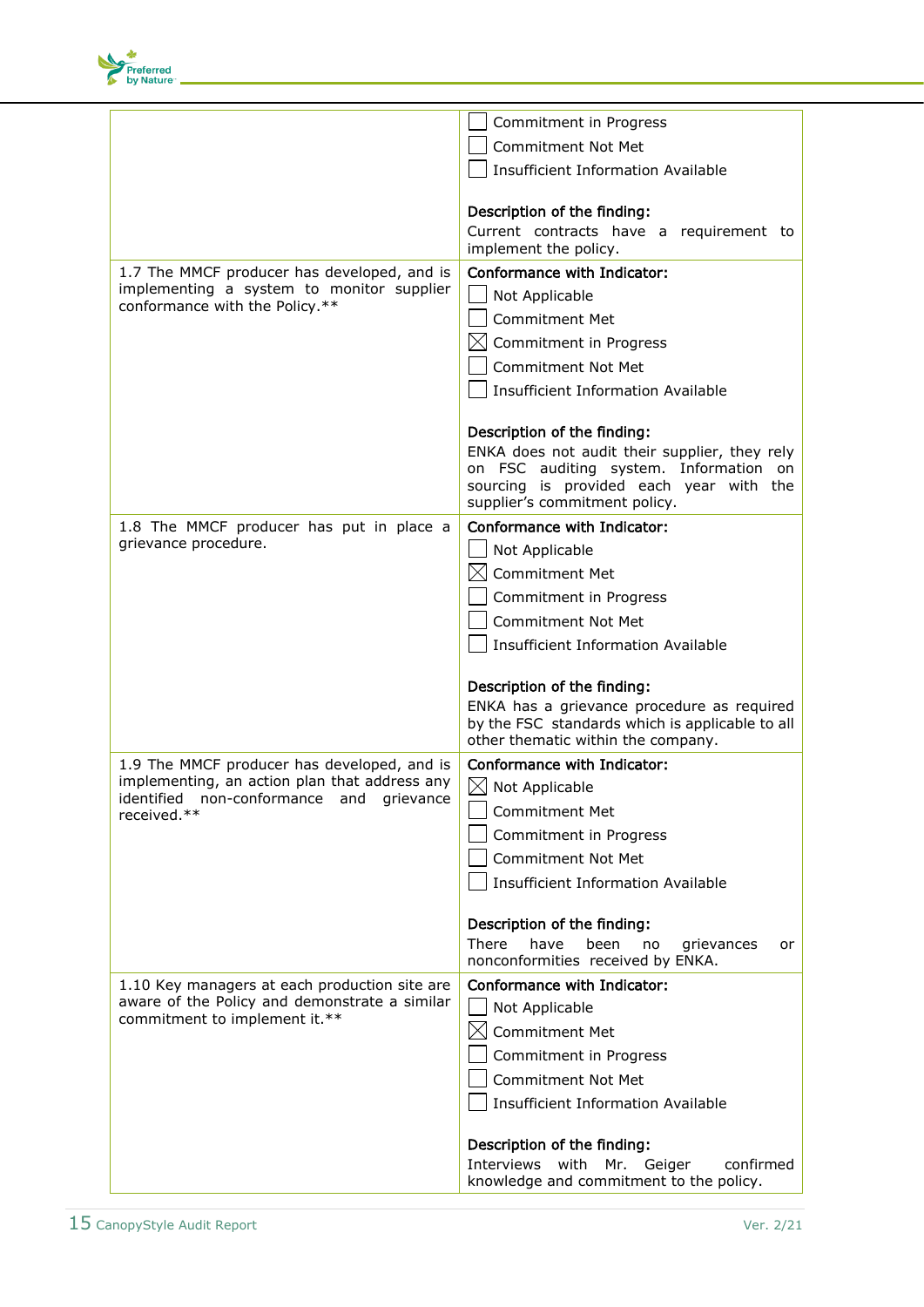| | |
|---|---|
| | ☐ Commitment in Progress<br>☐ Commitment Not Met<br>☐ Insufficient Information Available<br><br>**Description of the finding:**<br>Current contracts have a requirement to implement the policy. |
| 1.7 The MMCF producer has developed, and is implementing a system to monitor supplier conformance with the Policy.** | **Conformance with Indicator:**<br>☐ Not Applicable<br>☐ Commitment Met<br>☒ Commitment in Progress<br>☐ Commitment Not Met<br>☐ Insufficient Information Available<br><br>**Description of the finding:**<br>ENKA does not audit their supplier, they rely on FSC auditing system. Information on sourcing is provided each year with the supplier's commitment policy. |
| 1.8 The MMCF producer has put in place a grievance procedure. | **Conformance with Indicator:**<br>☐ Not Applicable<br>☒ Commitment Met<br>☐ Commitment in Progress<br>☐ Commitment Not Met<br>☐ Insufficient Information Available<br><br>**Description of the finding:**<br>ENKA has a grievance procedure as required by the FSC standards which is applicable to all other thematic within the company. |
| 1.9 The MMCF producer has developed, and is implementing, an action plan that address any identified non-conformance and grievance received.** | **Conformance with Indicator:**<br>☒ Not Applicable<br>☐ Commitment Met<br>☐ Commitment in Progress<br>☐ Commitment Not Met<br>☐ Insufficient Information Available<br><br>**Description of the finding:**<br>There have been no grievances or nonconformities received by ENKA. |
| 1.10 Key managers at each production site are aware of the Policy and demonstrate a similar commitment to implement it.** | **Conformance with Indicator:**<br>☐ Not Applicable<br>☒ Commitment Met<br>☐ Commitment in Progress<br>☐ Commitment Not Met<br>☐ Insufficient Information Available<br><br>**Description of the finding:**<br>Interviews with Mr. Geiger confirmed knowledge and commitment to the policy. |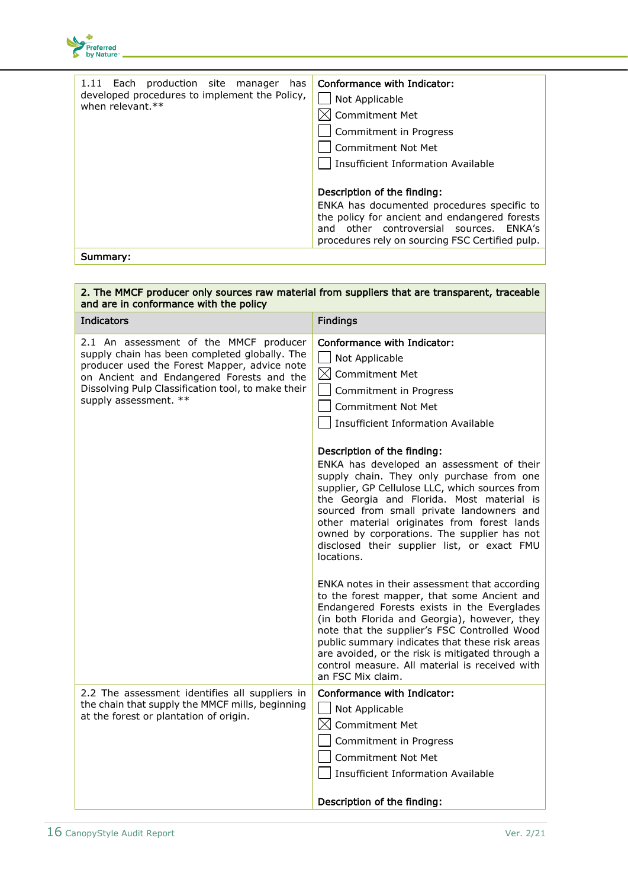| 1.11 Each production site manager has developed procedures to implement the Policy, when relevant.** | **Conformance with Indicator:**<br>☐ Not Applicable<br>☒ Commitment Met<br>☐ Commitment in Progress<br>☐ Commitment Not Met<br>☐ Insufficient Information Available<br><br>**Description of the finding:**<br>ENKA has documented procedures specific to the policy for ancient and endangered forests and other controversial sources. ENKA's procedures rely on sourcing FSC Certified pulp. |
|---|---|
| **Summary:** | |

| **2. The MMCF producer only sources raw material from suppliers that are transparent, traceable and are in conformance with the policy** | |
|---|---|
| **Indicators** | **Findings** |
| 2.1 An assessment of the MMCF producer supply chain has been completed globally. The producer used the Forest Mapper, advice note on Ancient and Endangered Forests and the Dissolving Pulp Classification tool, to make their supply assessment. ** | **Conformance with Indicator:**<br>☐ Not Applicable<br>☒ Commitment Met<br>☐ Commitment in Progress<br>☐ Commitment Not Met<br>☐ Insufficient Information Available<br><br>**Description of the finding:**<br>ENKA has developed an assessment of their supply chain. They only purchase from one supplier, GP Cellulose LLC, which sources from the Georgia and Florida. Most material is sourced from small private landowners and other material originates from forest lands owned by corporations. The supplier has not disclosed their supplier list, or exact FMU locations.<br><br>ENKA notes in their assessment that according to the forest mapper, that some Ancient and Endangered Forests exists in the Everglades (in both Florida and Georgia), however, they note that the supplier's FSC Controlled Wood public summary indicates that these risk areas are avoided, or the risk is mitigated through a control measure. All material is received with an FSC Mix claim. |
| 2.2 The assessment identifies all suppliers in the chain that supply the MMCF mills, beginning at the forest or plantation of origin. | **Conformance with Indicator:**<br>☐ Not Applicable<br>☒ Commitment Met<br>☐ Commitment in Progress<br>☐ Commitment Not Met<br>☐ Insufficient Information Available<br><br>**Description of the finding:** |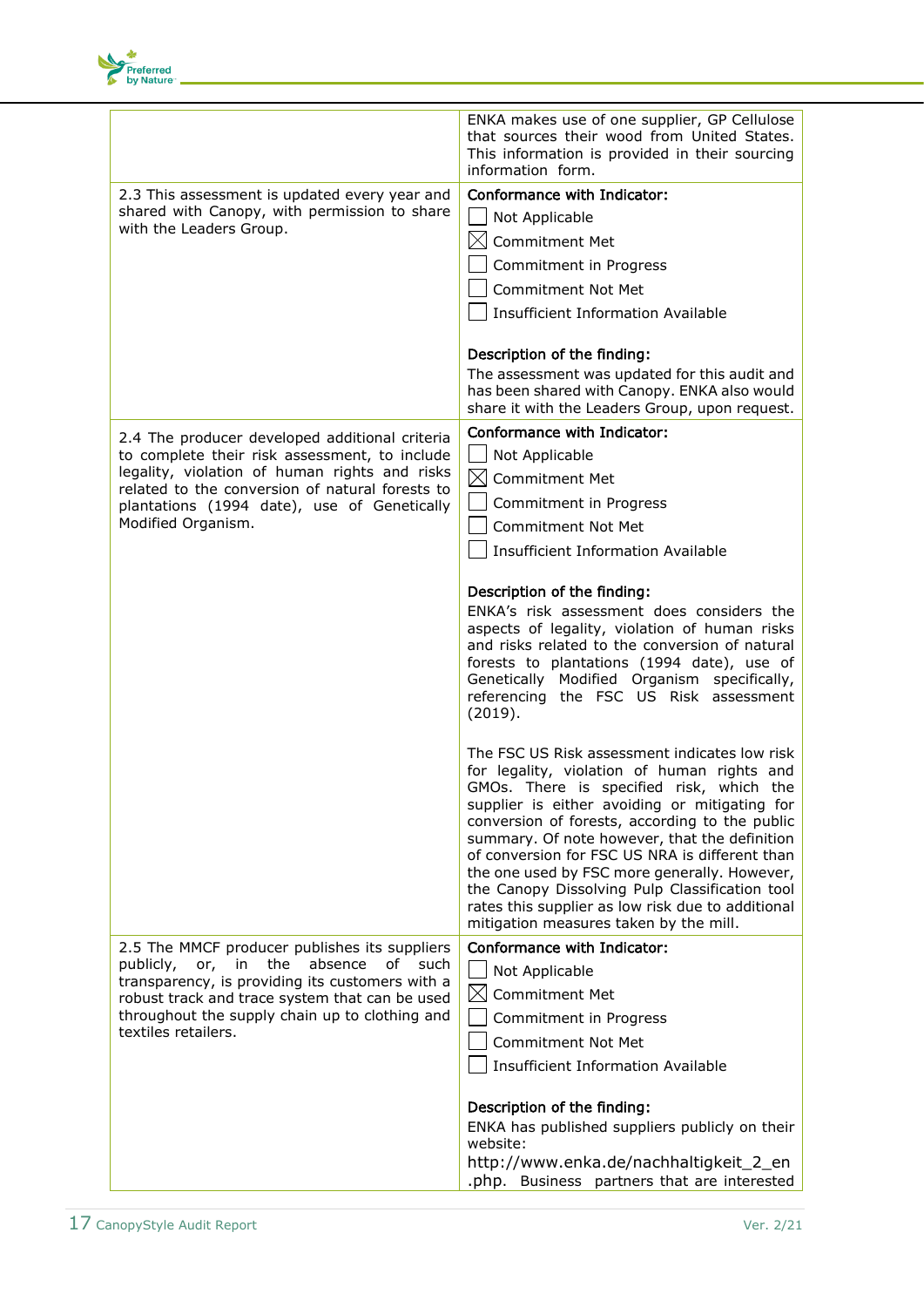| | |
|---|---|
| | ENKA makes use of one supplier, GP Cellulose that sources their wood from United States. This information is provided in their sourcing information form. |
| 2.3 This assessment is updated every year and shared with Canopy, with permission to share with the Leaders Group. | **Conformance with Indicator:**<br>☐ Not Applicable<br>☒ Commitment Met<br>☐ Commitment in Progress<br>☐ Commitment Not Met<br>☐ Insufficient Information Available<br><br>**Description of the finding:**<br>The assessment was updated for this audit and has been shared with Canopy. ENKA also would share it with the Leaders Group, upon request. |
| 2.4 The producer developed additional criteria to complete their risk assessment, to include legality, violation of human rights and risks related to the conversion of natural forests to plantations (1994 date), use of Genetically Modified Organism. | **Conformance with Indicator:**<br>☐ Not Applicable<br>☒ Commitment Met<br>☐ Commitment in Progress<br>☐ Commitment Not Met<br>☐ Insufficient Information Available<br><br>**Description of the finding:**<br>ENKA's risk assessment does considers the aspects of legality, violation of human risks and risks related to the conversion of natural forests to plantations (1994 date), use of Genetically Modified Organism specifically, referencing the FSC US Risk assessment (2019).<br><br>The FSC US Risk assessment indicates low risk for legality, violation of human rights and GMOs. There is specified risk, which the supplier is either avoiding or mitigating for conversion of forests, according to the public summary. Of note however, that the definition of conversion for FSC US NRA is different than the one used by FSC more generally. However, the Canopy Dissolving Pulp Classification tool rates this supplier as low risk due to additional mitigation measures taken by the mill. |
| 2.5 The MMCF producer publishes its suppliers publicly, or, in the absence of such transparency, is providing its customers with a robust track and trace system that can be used throughout the supply chain up to clothing and textiles retailers. | **Conformance with Indicator:**<br>☐ Not Applicable<br>☒ Commitment Met<br>☐ Commitment in Progress<br>☐ Commitment Not Met<br>☐ Insufficient Information Available<br><br>**Description of the finding:**<br>ENKA has published suppliers publicly on their website:<br>http://www.enka.de/nachhaltigkeit_2_en.php. Business partners that are interested |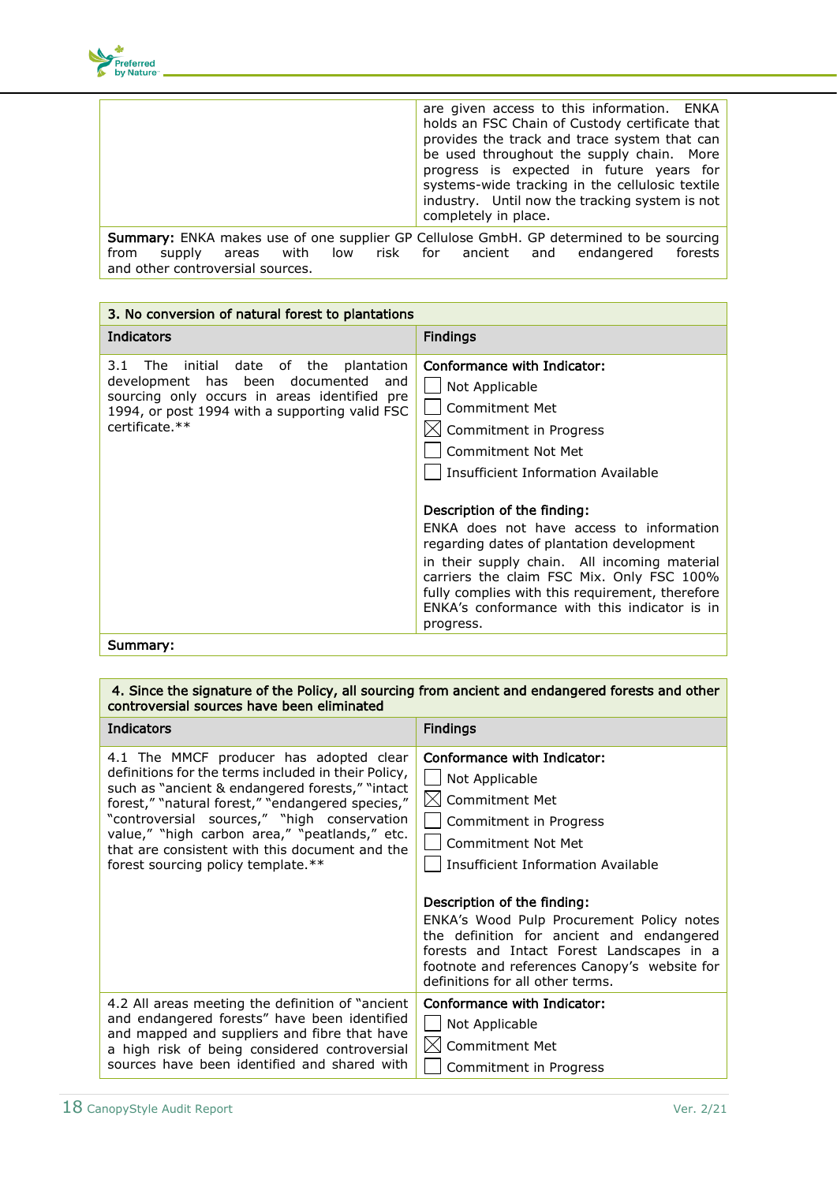| | |
|---|---|
| | are given access to this information. ENKA holds an FSC Chain of Custody certificate that provides the track and trace system that can be used throughout the supply chain. More progress is expected in future years for systems-wide tracking in the cellulosic textile industry. Until now the tracking system is not completely in place. |
| **Summary:** ENKA makes use of one supplier GP Cellulose GmbH. GP determined to be sourcing from supply areas with low risk for ancient and endangered forests and other controversial sources. | |

| **3. No conversion of natural forest to plantations** | |
|---|---|
| **Indicators** | **Findings** |
| 3.1 The initial date of the plantation development has been documented and sourcing only occurs in areas identified pre 1994, or post 1994 with a supporting valid FSC certificate.** | **Conformance with Indicator:**<br>☐ Not Applicable<br>☐ Commitment Met<br>☒ Commitment in Progress<br>☐ Commitment Not Met<br>☐ Insufficient Information Available<br><br>**Description of the finding:**<br>ENKA does not have access to information regarding dates of plantation development in their supply chain. All incoming material carriers the claim FSC Mix. Only FSC 100% fully complies with this requirement, therefore ENKA's conformance with this indicator is in progress. |
| **Summary:** | |

| **4. Since the signature of the Policy, all sourcing from ancient and endangered forests and other controversial sources have been eliminated** | |
|---|---|
| **Indicators** | **Findings** |
| 4.1 The MMCF producer has adopted clear definitions for the terms included in their Policy, such as "ancient & endangered forests," "intact forest," "natural forest," "endangered species," "controversial sources," "high conservation value," "high carbon area," "peatlands," etc. that are consistent with this document and the forest sourcing policy template.** | **Conformance with Indicator:**<br>☐ Not Applicable<br>☒ Commitment Met<br>☐ Commitment in Progress<br>☐ Commitment Not Met<br>☐ Insufficient Information Available<br><br>**Description of the finding:**<br>ENKA's Wood Pulp Procurement Policy notes the definition for ancient and endangered forests and Intact Forest Landscapes in a footnote and references Canopy's website for definitions for all other terms. |
| 4.2 All areas meeting the definition of "ancient and endangered forests" have been identified and mapped and suppliers and fibre that have a high risk of being considered controversial sources have been identified and shared with | **Conformance with Indicator:**<br>☐ Not Applicable<br>☒ Commitment Met<br>☐ Commitment in Progress |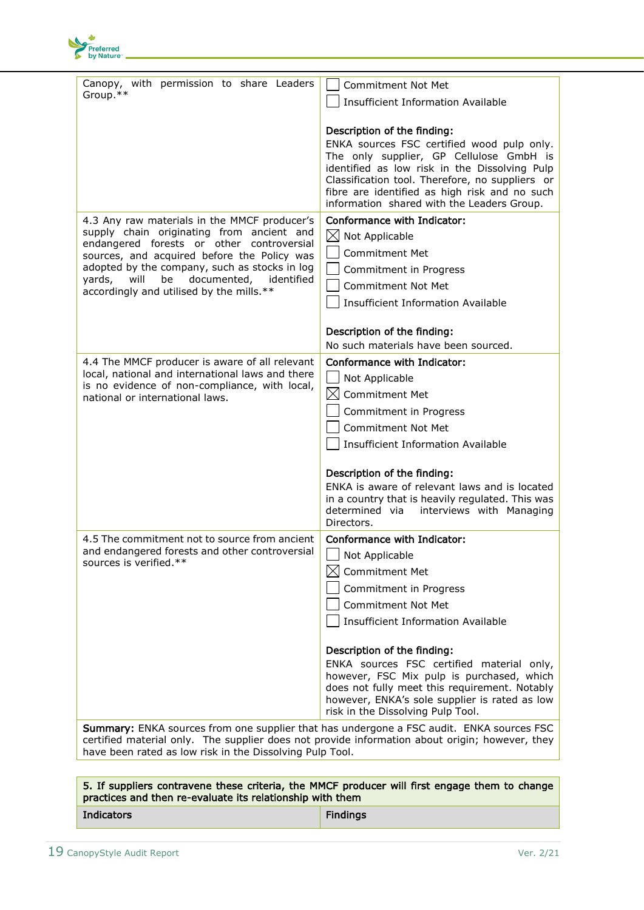| | |
|---|---|
| Canopy, with permission to share Leaders Group.** | ☐ Commitment Not Met<br>☐ Insufficient Information Available<br><br>**Description of the finding:**<br>ENKA sources FSC certified wood pulp only. The only supplier, GP Cellulose GmbH is identified as low risk in the Dissolving Pulp Classification tool. Therefore, no suppliers or fibre are identified as high risk and no such information shared with the Leaders Group. |
| 4.3 Any raw materials in the MMCF producer's supply chain originating from ancient and endangered forests or other controversial sources, and acquired before the Policy was adopted by the company, such as stocks in log yards, will be documented, identified accordingly and utilised by the mills.** | **Conformance with Indicator:**<br>☒ Not Applicable<br>☐ Commitment Met<br>☐ Commitment in Progress<br>☐ Commitment Not Met<br>☐ Insufficient Information Available<br><br>**Description of the finding:**<br>No such materials have been sourced. |
| 4.4 The MMCF producer is aware of all relevant local, national and international laws and there is no evidence of non-compliance, with local, national or international laws. | **Conformance with Indicator:**<br>☐ Not Applicable<br>☒ Commitment Met<br>☐ Commitment in Progress<br>☐ Commitment Not Met<br>☐ Insufficient Information Available<br><br>**Description of the finding:**<br>ENKA is aware of relevant laws and is located in a country that is heavily regulated. This was determined via interviews with Managing Directors. |
| 4.5 The commitment not to source from ancient and endangered forests and other controversial sources is verified.** | **Conformance with Indicator:**<br>☐ Not Applicable<br>☒ Commitment Met<br>☐ Commitment in Progress<br>☐ Commitment Not Met<br>☐ Insufficient Information Available<br><br>**Description of the finding:**<br>ENKA sources FSC certified material only, however, FSC Mix pulp is purchased, which does not fully meet this requirement. Notably however, ENKA's sole supplier is rated as low risk in the Dissolving Pulp Tool. |
| **Summary:** ENKA sources from one supplier that has undergone a FSC audit. ENKA sources FSC certified material only. The supplier does not provide information about origin; however, they have been rated as low risk in the Dissolving Pulp Tool. | |

| **5. If suppliers contravene these criteria, the MMCF producer will first engage them to change practices and then re-evaluate its relationship with them** | |
|---|---|
| **Indicators** | **Findings** |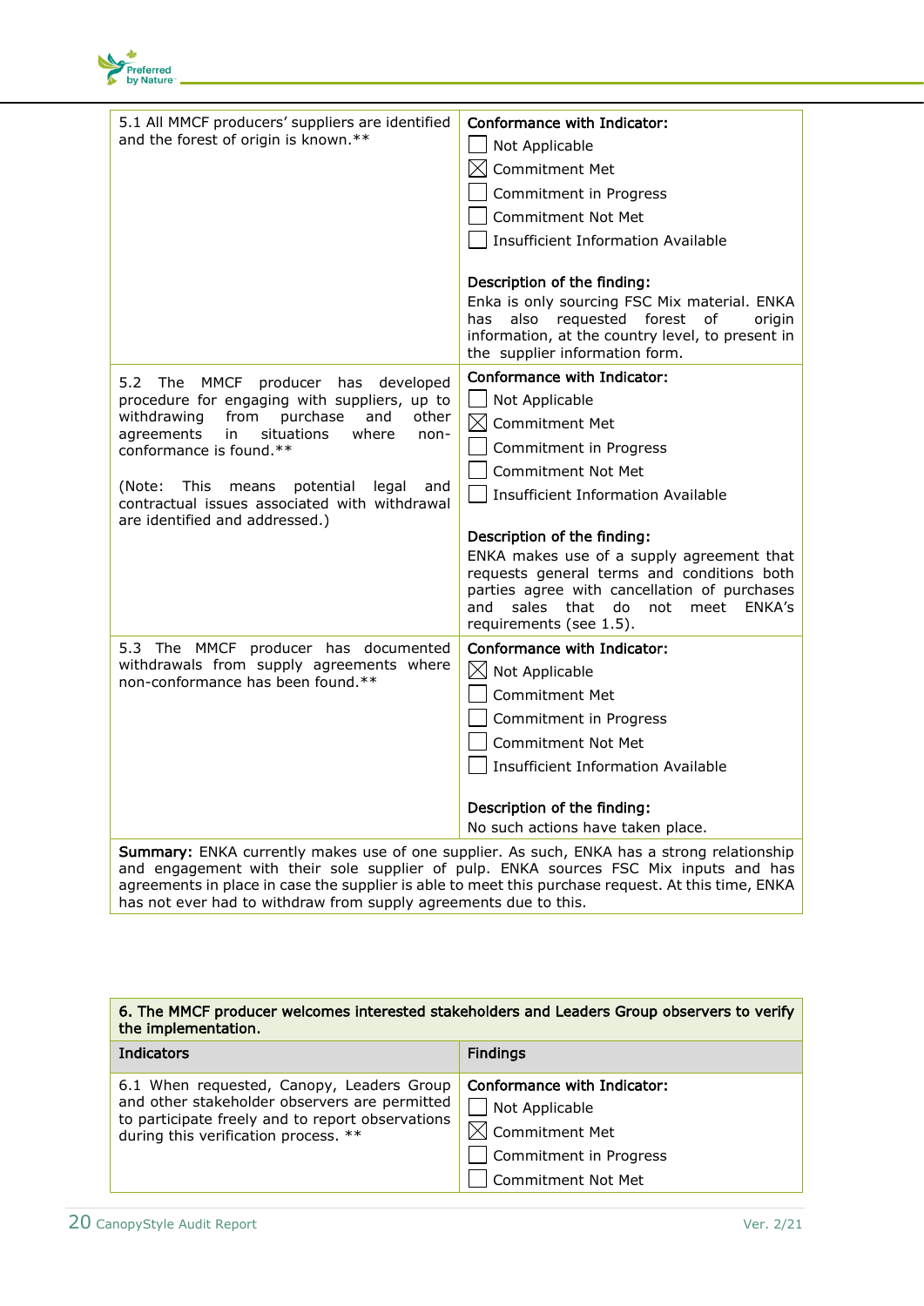| | |
|---|---|
| 5.1 All MMCF producers' suppliers are identified and the forest of origin is known.** | **Conformance with Indicator:**<br>☐ Not Applicable<br>☒ Commitment Met<br>☐ Commitment in Progress<br>☐ Commitment Not Met<br>☐ Insufficient Information Available<br><br>**Description of the finding:**<br>Enka is only sourcing FSC Mix material. ENKA has also requested forest of origin information, at the country level, to present in the supplier information form. |
| 5.2 The MMCF producer has developed procedure for engaging with suppliers, up to withdrawing from purchase and other agreements in situations where non-conformance is found.**<br><br>(Note: This means potential legal and contractual issues associated with withdrawal are identified and addressed.) | **Conformance with Indicator:**<br>☐ Not Applicable<br>☒ Commitment Met<br>☐ Commitment in Progress<br>☐ Commitment Not Met<br>☐ Insufficient Information Available<br><br>**Description of the finding:**<br>ENKA makes use of a supply agreement that requests general terms and conditions both parties agree with cancellation of purchases and sales that do not meet ENKA's requirements (see 1.5). |
| 5.3 The MMCF producer has documented withdrawals from supply agreements where non-conformance has been found.** | **Conformance with Indicator:**<br>☒ Not Applicable<br>☐ Commitment Met<br>☐ Commitment in Progress<br>☐ Commitment Not Met<br>☐ Insufficient Information Available<br><br>**Description of the finding:**<br>No such actions have taken place. |
| **Summary:** ENKA currently makes use of one supplier. As such, ENKA has a strong relationship and engagement with their sole supplier of pulp. ENKA sources FSC Mix inputs and has agreements in place in case the supplier is able to meet this purchase request. At this time, ENKA has not ever had to withdraw from supply agreements due to this. | |

| **6. The MMCF producer welcomes interested stakeholders and Leaders Group observers to verify the implementation.** | |
|---|---|
| **Indicators** | **Findings** |
| 6.1 When requested, Canopy, Leaders Group and other stakeholder observers are permitted to participate freely and to report observations during this verification process. ** | **Conformance with Indicator:**<br>☐ Not Applicable<br>☒ Commitment Met<br>☐ Commitment in Progress<br>☐ Commitment Not Met |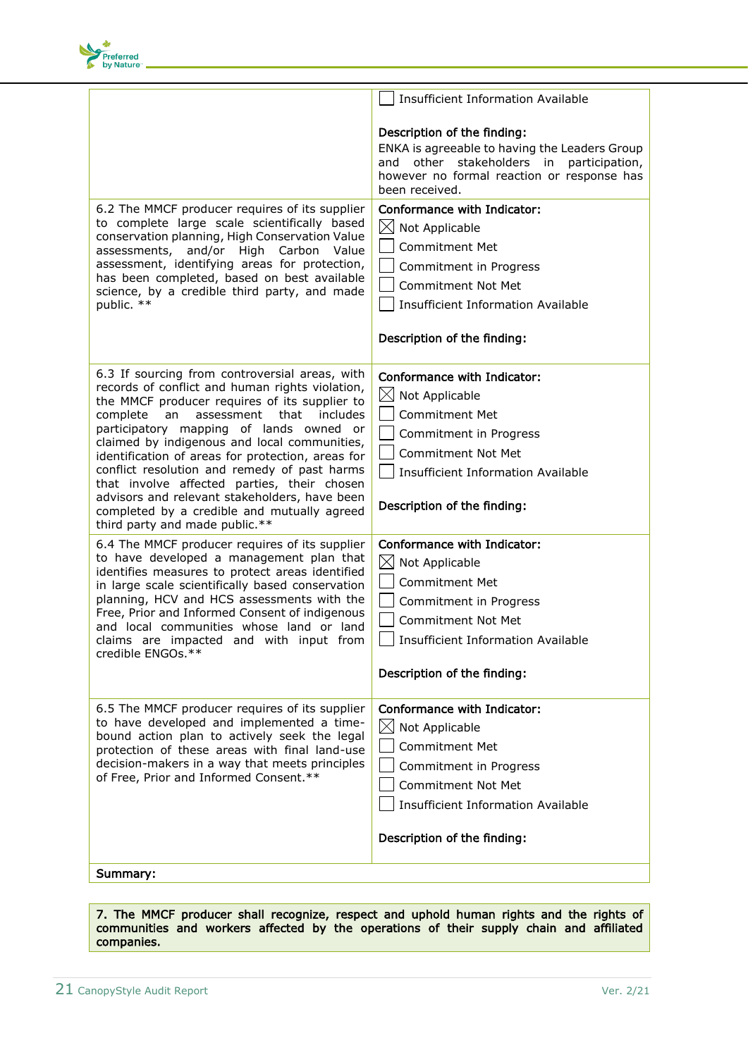| | |
|---|---|
| | ☐ Insufficient Information Available<br><br>**Description of the finding:**<br>ENKA is agreeable to having the Leaders Group and other stakeholders in participation, however no formal reaction or response has been received. |
| 6.2 The MMCF producer requires of its supplier to complete large scale scientifically based conservation planning, High Conservation Value assessments, and/or High Carbon Value assessment, identifying areas for protection, has been completed, based on best available science, by a credible third party, and made public. ** | **Conformance with Indicator:**<br>☒ Not Applicable<br>☐ Commitment Met<br>☐ Commitment in Progress<br>☐ Commitment Not Met<br>☐ Insufficient Information Available<br><br>**Description of the finding:** |
| 6.3 If sourcing from controversial areas, with records of conflict and human rights violation, the MMCF producer requires of its supplier to complete an assessment that includes participatory mapping of lands owned or claimed by indigenous and local communities, identification of areas for protection, areas for conflict resolution and remedy of past harms that involve affected parties, their chosen advisors and relevant stakeholders, have been completed by a credible and mutually agreed third party and made public.** | **Conformance with Indicator:**<br>☒ Not Applicable<br>☐ Commitment Met<br>☐ Commitment in Progress<br>☐ Commitment Not Met<br>☐ Insufficient Information Available<br><br>**Description of the finding:** |
| 6.4 The MMCF producer requires of its supplier to have developed a management plan that identifies measures to protect areas identified in large scale scientifically based conservation planning, HCV and HCS assessments with the Free, Prior and Informed Consent of indigenous and local communities whose land or land claims are impacted and with input from credible ENGOs.** | **Conformance with Indicator:**<br>☒ Not Applicable<br>☐ Commitment Met<br>☐ Commitment in Progress<br>☐ Commitment Not Met<br>☐ Insufficient Information Available<br><br>**Description of the finding:** |
| 6.5 The MMCF producer requires of its supplier to have developed and implemented a time-bound action plan to actively seek the legal protection of these areas with final land-use decision-makers in a way that meets principles of Free, Prior and Informed Consent.** | **Conformance with Indicator:**<br>☒ Not Applicable<br>☐ Commitment Met<br>☐ Commitment in Progress<br>☐ Commitment Not Met<br>☐ Insufficient Information Available<br><br>**Description of the finding:** |
| **Summary:** | |

**7. The MMCF producer shall recognize, respect and uphold human rights and the rights of communities and workers affected by the operations of their supply chain and affiliated companies.**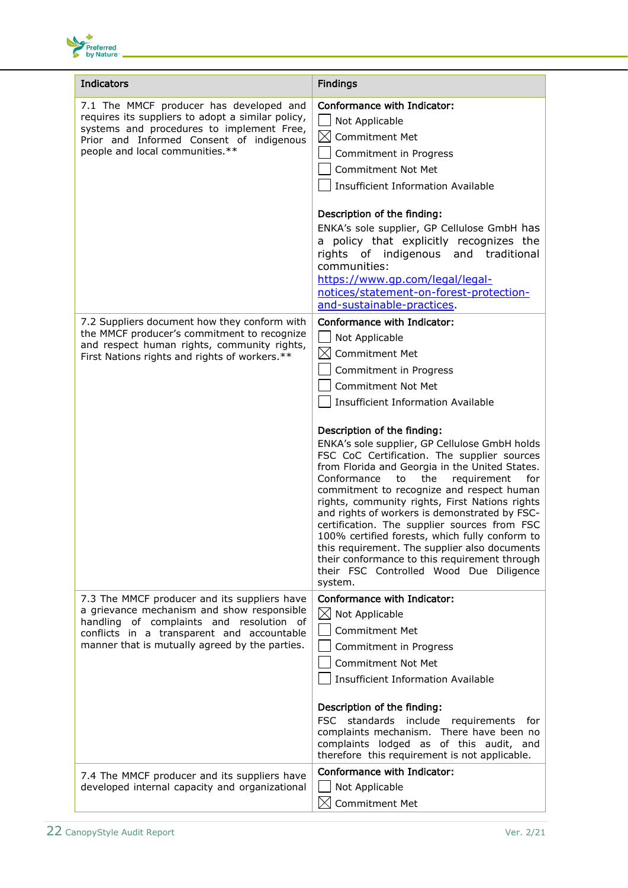| Indicators | Findings |
|---|---|
| 7.1 The MMCF producer has developed and requires its suppliers to adopt a similar policy, systems and procedures to implement Free, Prior and Informed Consent of indigenous people and local communities.** | **Conformance with Indicator:**<br>☐ Not Applicable<br>☒ Commitment Met<br>☐ Commitment in Progress<br>☐ Commitment Not Met<br>☐ Insufficient Information Available<br><br>**Description of the finding:**<br>ENKA's sole supplier, GP Cellulose GmbH has a policy that explicitly recognizes the rights of indigenous and traditional communities: https://www.gp.com/legal/legal-notices/statement-on-forest-protection-and-sustainable-practices. |
| 7.2 Suppliers document how they conform with the MMCF producer's commitment to recognize and respect human rights, community rights, First Nations rights and rights of workers.** | **Conformance with Indicator:**<br>☐ Not Applicable<br>☒ Commitment Met<br>☐ Commitment in Progress<br>☐ Commitment Not Met<br>☐ Insufficient Information Available<br><br>**Description of the finding:**<br>ENKA's sole supplier, GP Cellulose GmbH holds FSC CoC Certification. The supplier sources from Florida and Georgia in the United States. Conformance to the requirement for commitment to recognize and respect human rights, community rights, First Nations rights and rights of workers is demonstrated by FSC-certification. The supplier sources from FSC 100% certified forests, which fully conform to this requirement. The supplier also documents their conformance to this requirement through their FSC Controlled Wood Due Diligence system. |
| 7.3 The MMCF producer and its suppliers have a grievance mechanism and show responsible handling of complaints and resolution of conflicts in a transparent and accountable manner that is mutually agreed by the parties. | **Conformance with Indicator:**<br>☒ Not Applicable<br>☐ Commitment Met<br>☐ Commitment in Progress<br>☐ Commitment Not Met<br>☐ Insufficient Information Available<br><br>**Description of the finding:**<br>FSC standards include requirements for complaints mechanism. There have been no complaints lodged as of this audit, and therefore this requirement is not applicable. |
| 7.4 The MMCF producer and its suppliers have developed internal capacity and organizational | **Conformance with Indicator:**<br>☐ Not Applicable<br>☒ Commitment Met |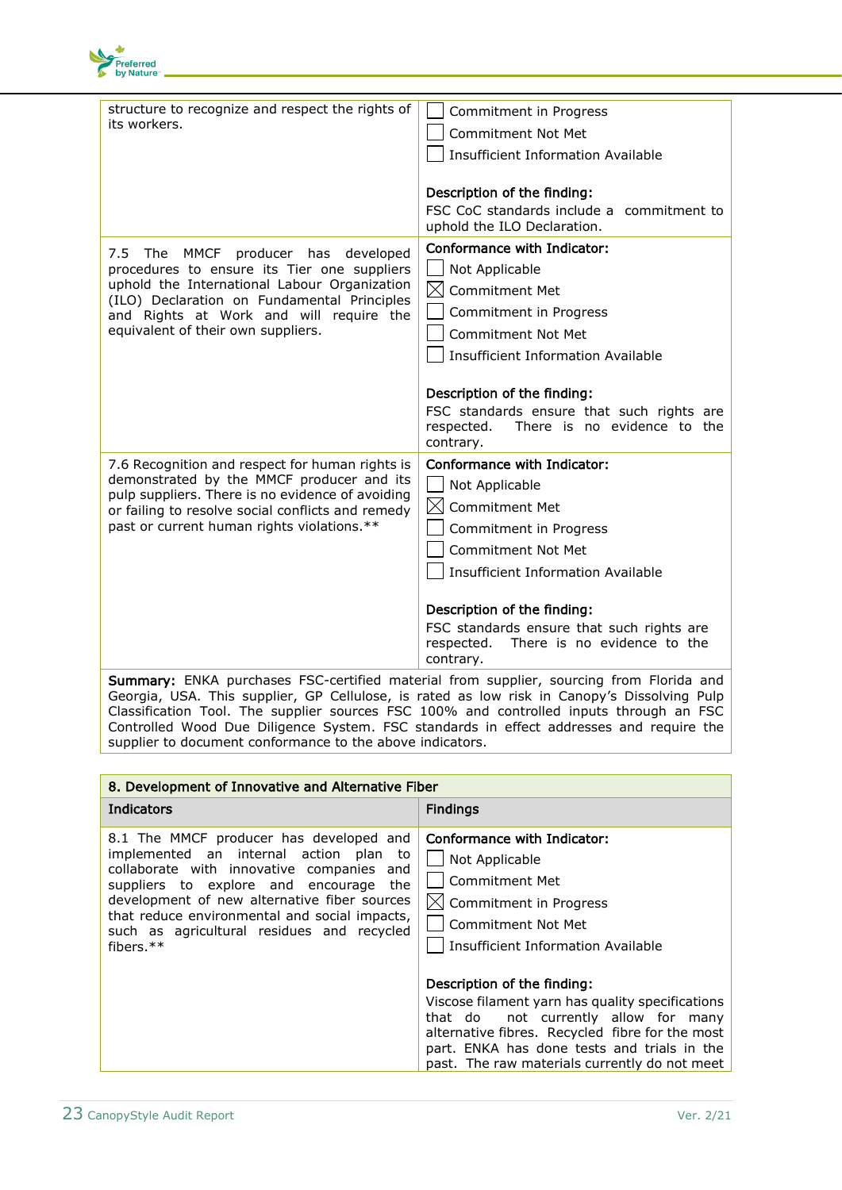| | |
|---|---|
| structure to recognize and respect the rights of its workers. | ☐ Commitment in Progress<br>☐ Commitment Not Met<br>☐ Insufficient Information Available<br><br>**Description of the finding:**<br>FSC CoC standards include a commitment to uphold the ILO Declaration. |
| 7.5 The MMCF producer has developed procedures to ensure its Tier one suppliers uphold the International Labour Organization (ILO) Declaration on Fundamental Principles and Rights at Work and will require the equivalent of their own suppliers. | **Conformance with Indicator:**<br>☐ Not Applicable<br>☒ Commitment Met<br>☐ Commitment in Progress<br>☐ Commitment Not Met<br>☐ Insufficient Information Available<br><br>**Description of the finding:**<br>FSC standards ensure that such rights are respected. There is no evidence to the contrary. |
| 7.6 Recognition and respect for human rights is demonstrated by the MMCF producer and its pulp suppliers. There is no evidence of avoiding or failing to resolve social conflicts and remedy past or current human rights violations.** | **Conformance with Indicator:**<br>☐ Not Applicable<br>☒ Commitment Met<br>☐ Commitment in Progress<br>☐ Commitment Not Met<br>☐ Insufficient Information Available<br><br>**Description of the finding:**<br>FSC standards ensure that such rights are respected. There is no evidence to the contrary. |

**Summary:** ENKA purchases FSC-certified material from supplier, sourcing from Florida and Georgia, USA. This supplier, GP Cellulose, is rated as low risk in Canopy's Dissolving Pulp Classification Tool. The supplier sources FSC 100% and controlled inputs through an FSC Controlled Wood Due Diligence System. FSC standards in effect addresses and require the supplier to document conformance to the above indicators.

| 8. Development of Innovative and Alternative Fiber | |
|---|---|
| **Indicators** | **Findings** |
| 8.1 The MMCF producer has developed and implemented an internal action plan to collaborate with innovative companies and suppliers to explore and encourage the development of new alternative fiber sources that reduce environmental and social impacts, such as agricultural residues and recycled fibers.** | **Conformance with Indicator:**<br>☐ Not Applicable<br>☐ Commitment Met<br>☒ Commitment in Progress<br>☐ Commitment Not Met<br>☐ Insufficient Information Available<br><br>**Description of the finding:**<br>Viscose filament yarn has quality specifications that do not currently allow for many alternative fibres. Recycled fibre for the most part. ENKA has done tests and trials in the past. The raw materials currently do not meet |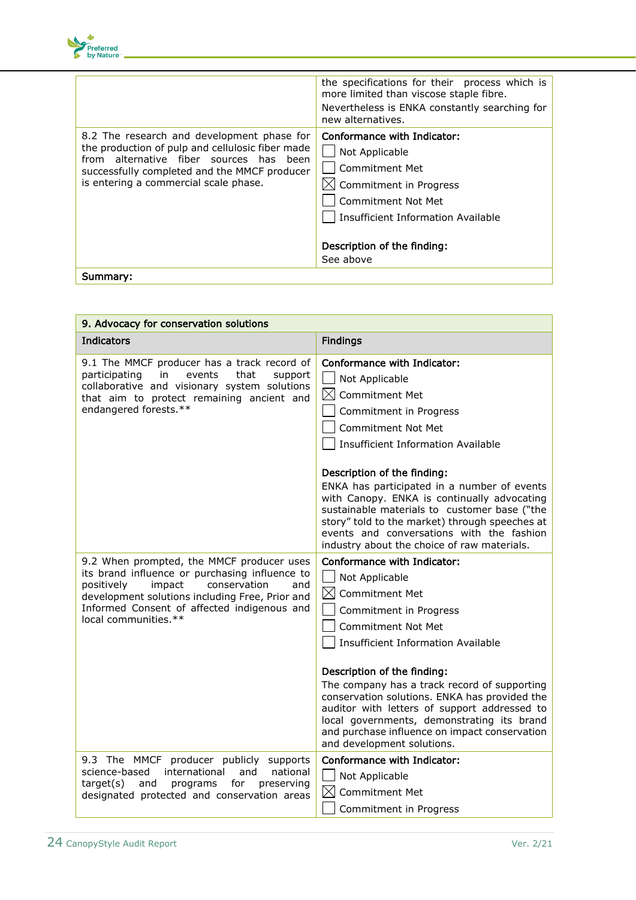| | |
|---|---|
| | the specifications for their process which is more limited than viscose staple fibre.<br>Nevertheless is ENKA constantly searching for new alternatives. |
| 8.2 The research and development phase for the production of pulp and cellulosic fiber made from alternative fiber sources has been successfully completed and the MMCF producer is entering a commercial scale phase. | **Conformance with Indicator:**<br>☐ Not Applicable<br>☐ Commitment Met<br>☒ Commitment in Progress<br>☐ Commitment Not Met<br>☐ Insufficient Information Available<br><br>**Description of the finding:**<br>See above |
| **Summary:** | |

| **9. Advocacy for conservation solutions** | |
|---|---|
| **Indicators** | **Findings** |
| 9.1 The MMCF producer has a track record of participating in events that support collaborative and visionary system solutions that aim to protect remaining ancient and endangered forests.** | **Conformance with Indicator:**<br>☐ Not Applicable<br>☒ Commitment Met<br>☐ Commitment in Progress<br>☐ Commitment Not Met<br>☐ Insufficient Information Available<br><br>**Description of the finding:**<br>ENKA has participated in a number of events with Canopy. ENKA is continually advocating sustainable materials to customer base ("the story" told to the market) through speeches at events and conversations with the fashion industry about the choice of raw materials. |
| 9.2 When prompted, the MMCF producer uses its brand influence or purchasing influence to positively impact conservation and development solutions including Free, Prior and Informed Consent of affected indigenous and local communities.** | **Conformance with Indicator:**<br>☐ Not Applicable<br>☒ Commitment Met<br>☐ Commitment in Progress<br>☐ Commitment Not Met<br>☐ Insufficient Information Available<br><br>**Description of the finding:**<br>The company has a track record of supporting conservation solutions. ENKA has provided the auditor with letters of support addressed to local governments, demonstrating its brand and purchase influence on impact conservation and development solutions. |
| 9.3 The MMCF producer publicly supports science-based international and national target(s) and programs for preserving designated protected and conservation areas | **Conformance with Indicator:**<br>☐ Not Applicable<br>☒ Commitment Met<br>☐ Commitment in Progress |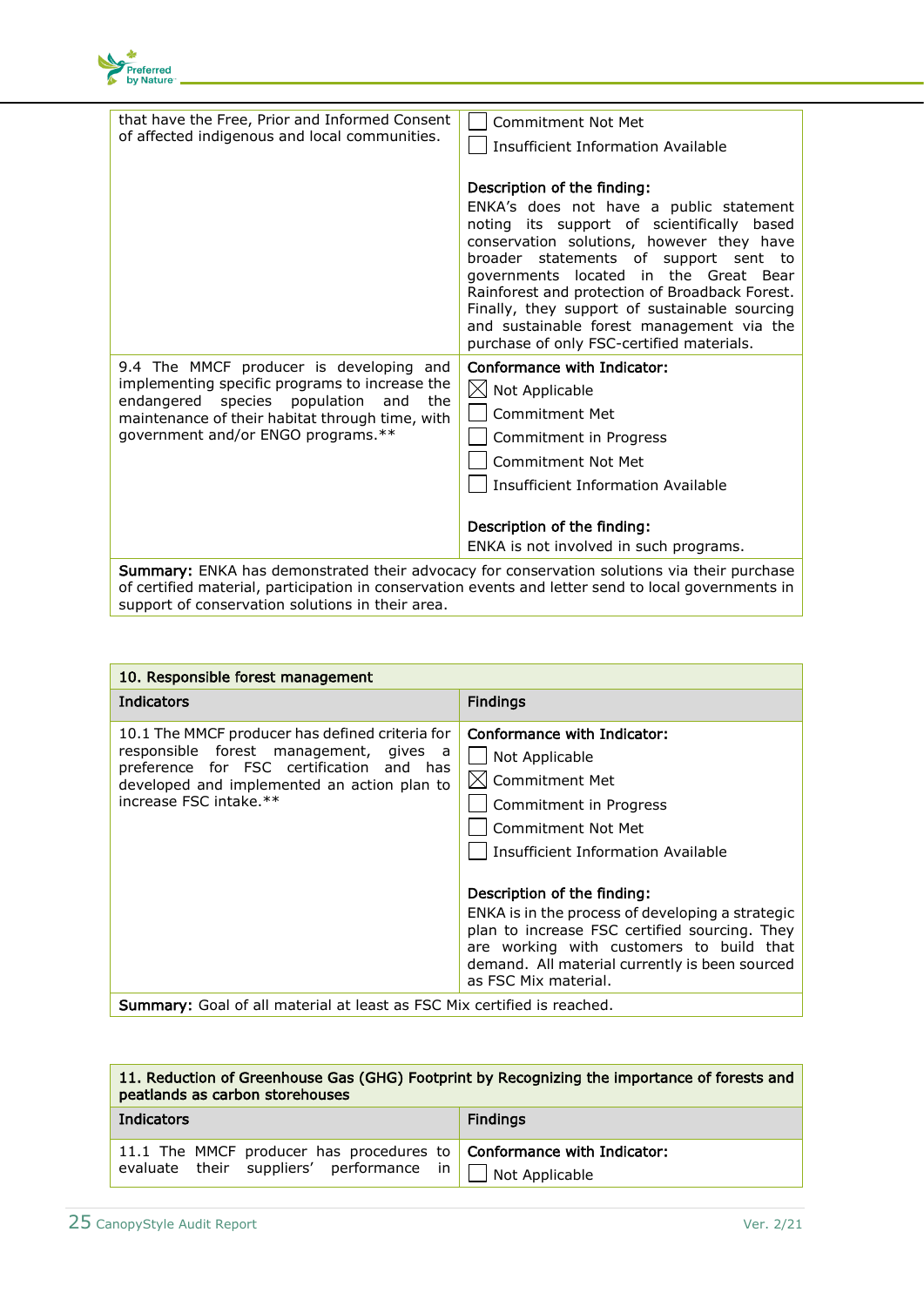| | |
|---|---|
| that have the Free, Prior and Informed Consent of affected indigenous and local communities. | ☐ Commitment Not Met<br>☐ Insufficient Information Available<br><br>**Description of the finding:**<br>ENKA's does not have a public statement noting its support of scientifically based conservation solutions, however they have broader statements of support sent to governments located in the Great Bear Rainforest and protection of Broadback Forest. Finally, they support of sustainable sourcing and sustainable forest management via the purchase of only FSC-certified materials. |
| 9.4 The MMCF producer is developing and implementing specific programs to increase the endangered species population and the maintenance of their habitat through time, with government and/or ENGO programs.** | **Conformance with Indicator:**<br>☒ Not Applicable<br>☐ Commitment Met<br>☐ Commitment in Progress<br>☐ Commitment Not Met<br>☐ Insufficient Information Available<br><br>**Description of the finding:**<br>ENKA is not involved in such programs. |
| **Summary:** ENKA has demonstrated their advocacy for conservation solutions via their purchase of certified material, participation in conservation events and letter send to local governments in support of conservation solutions in their area. | |

| **10. Responsible forest management** | |
|---|---|
| **Indicators** | **Findings** |
| 10.1 The MMCF producer has defined criteria for responsible forest management, gives a preference for FSC certification and has developed and implemented an action plan to increase FSC intake.** | **Conformance with Indicator:**<br>☐ Not Applicable<br>☒ Commitment Met<br>☐ Commitment in Progress<br>☐ Commitment Not Met<br>☐ Insufficient Information Available<br><br>**Description of the finding:**<br>ENKA is in the process of developing a strategic plan to increase FSC certified sourcing. They are working with customers to build that demand. All material currently is been sourced as FSC Mix material. |
| **Summary:** Goal of all material at least as FSC Mix certified is reached. | |

| **11. Reduction of Greenhouse Gas (GHG) Footprint by Recognizing the importance of forests and peatlands as carbon storehouses** | |
|---|---|
| **Indicators** | **Findings** |
| 11.1 The MMCF producer has procedures to evaluate their suppliers' performance in | **Conformance with Indicator:**<br>☐ Not Applicable |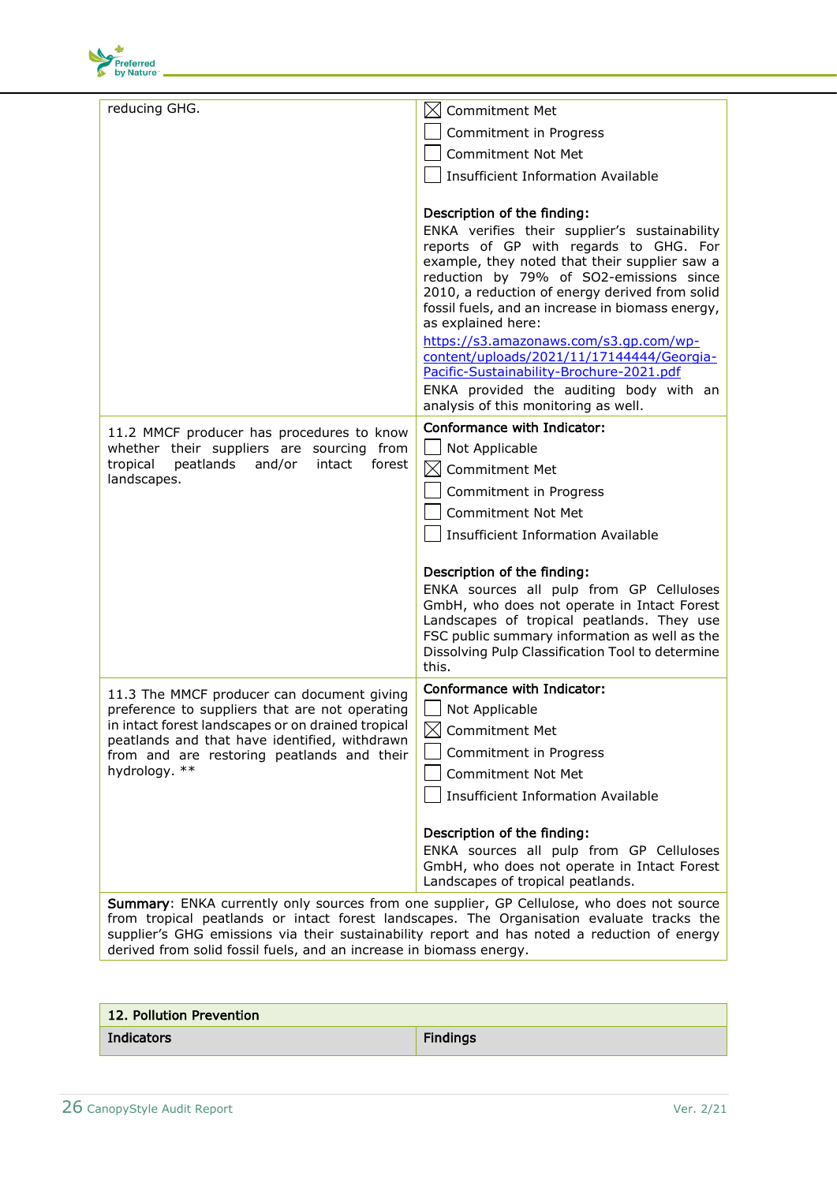| | |
|---|---|
| reducing GHG. | ☒ Commitment Met<br>☐ Commitment in Progress<br>☐ Commitment Not Met<br>☐ Insufficient Information Available<br><br>**Description of the finding:**<br>ENKA verifies their supplier's sustainability reports of GP with regards to GHG. For example, they noted that their supplier saw a reduction by 79% of $SO_2$-emissions since 2010, a reduction of energy derived from solid fossil fuels, and an increase in biomass energy, as explained here: https://s3.amazonaws.com/s3.gp.com/wp-content/uploads/2021/11/17144444/Georgia-Pacific-Sustainability-Brochure-2021.pdf<br>ENKA provided the auditing body with an analysis of this monitoring as well. |
| 11.2 MMCF producer has procedures to know whether their suppliers are sourcing from tropical peatlands and/or intact forest landscapes. | **Conformance with Indicator:**<br>☐ Not Applicable<br>☒ Commitment Met<br>☐ Commitment in Progress<br>☐ Commitment Not Met<br>☐ Insufficient Information Available<br><br>**Description of the finding:**<br>ENKA sources all pulp from GP Celluloses GmbH, who does not operate in Intact Forest Landscapes of tropical peatlands. They use FSC public summary information as well as the Dissolving Pulp Classification Tool to determine this. |
| 11.3 The MMCF producer can document giving preference to suppliers that are not operating in intact forest landscapes or on drained tropical peatlands and that have identified, withdrawn from and are restoring peatlands and their hydrology. ** | **Conformance with Indicator:**<br>☐ Not Applicable<br>☒ Commitment Met<br>☐ Commitment in Progress<br>☐ Commitment Not Met<br>☐ Insufficient Information Available<br><br>**Description of the finding:**<br>ENKA sources all pulp from GP Celluloses GmbH, who does not operate in Intact Forest Landscapes of tropical peatlands. |
| **Summary**: ENKA currently only sources from one supplier, GP Cellulose, who does not source from tropical peatlands or intact forest landscapes. The Organisation evaluate tracks the supplier's GHG emissions via their sustainability report and has noted a reduction of energy derived from solid fossil fuels, and an increase in biomass energy. | |

| **12. Pollution Prevention** | |
|---|---|
| **Indicators** | **Findings** |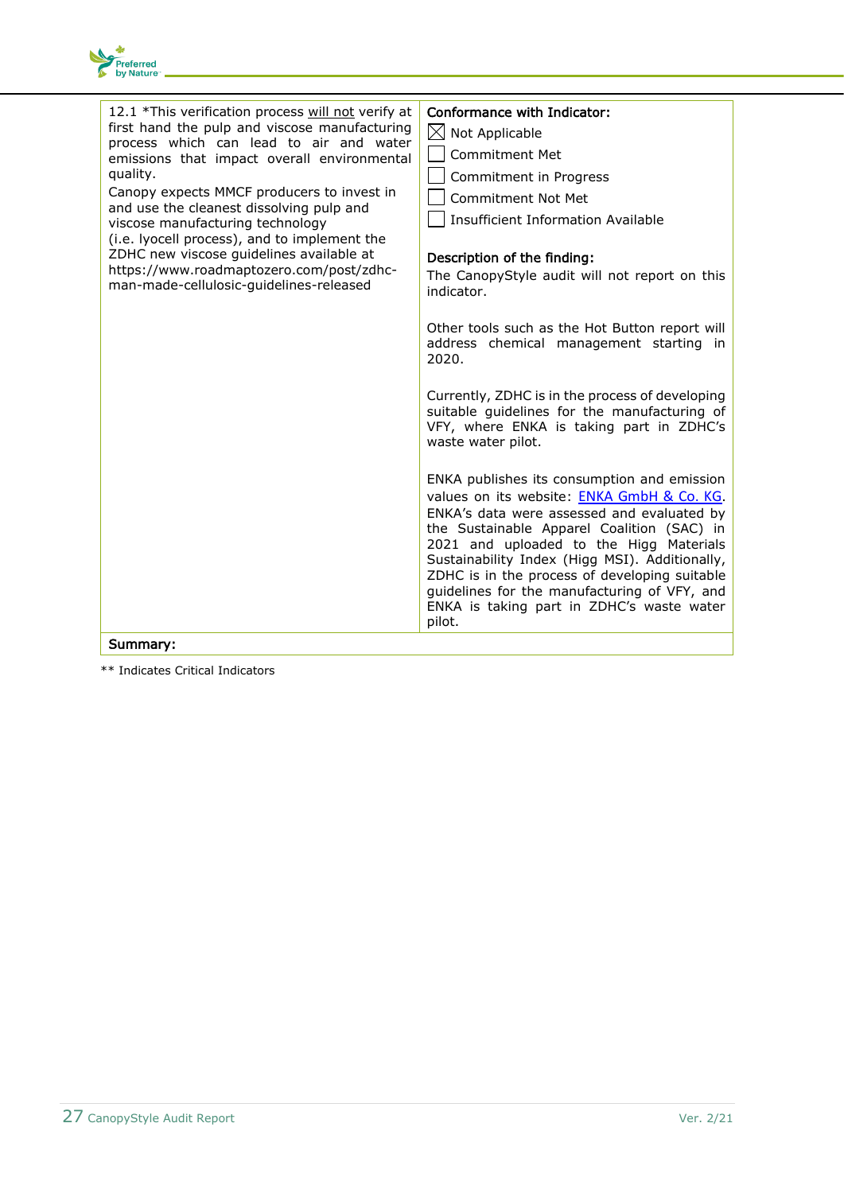| 12.1 *This verification process will not verify at first hand the pulp and viscose manufacturing process which can lead to air and water emissions that impact overall environmental quality.<br>Canopy expects MMCF producers to invest in and use the cleanest dissolving pulp and viscose manufacturing technology (i.e. lyocell process), and to implement the ZDHC new viscose guidelines available at https://www.roadmaptozero.com/post/zdhc-man-made-cellulosic-guidelines-released | **Conformance with Indicator:**<br>☒ Not Applicable<br>☐ Commitment Met<br>☐ Commitment in Progress<br>☐ Commitment Not Met<br>☐ Insufficient Information Available<br><br>**Description of the finding:**<br>The CanopyStyle audit will not report on this indicator.<br><br>Other tools such as the Hot Button report will address chemical management starting in 2020.<br><br>Currently, ZDHC is in the process of developing suitable guidelines for the manufacturing of VFY, where ENKA is taking part in ZDHC's waste water pilot.<br><br>ENKA publishes its consumption and emission values on its website: ENKA GmbH & Co. KG. ENKA's data were assessed and evaluated by the Sustainable Apparel Coalition (SAC) in 2021 and uploaded to the Higg Materials Sustainability Index (Higg MSI). Additionally, ZDHC is in the process of developing suitable guidelines for the manufacturing of VFY, and ENKA is taking part in ZDHC's waste water pilot. |
|---|---|
| **Summary:** | |

** Indicates Critical Indicators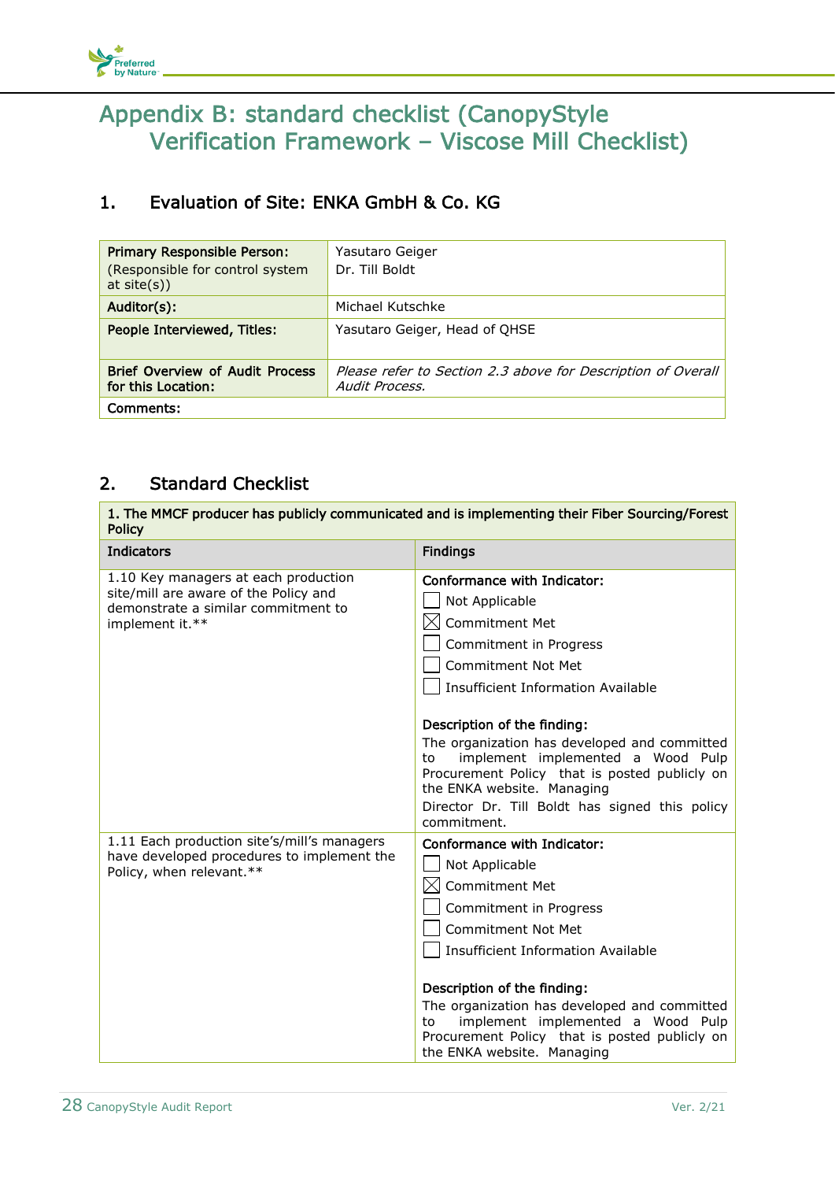# Appendix B: standard checklist (CanopyStyle Verification Framework – Viscose Mill Checklist)

## 1. Evaluation of Site: ENKA GmbH & Co. KG

| | |
|---|---|
| **Primary Responsible Person:** (Responsible for control system at site(s)) | Yasutaro Geiger<br>Dr. Till Boldt |
| **Auditor(s):** | Michael Kutschke |
| **People Interviewed, Titles:** | Yasutaro Geiger, Head of QHSE |
| **Brief Overview of Audit Process for this Location:** | *Please refer to Section 2.3 above for Description of Overall Audit Process.* |
| **Comments:** | |

## 2. Standard Checklist

| **1. The MMCF producer has publicly communicated and is implementing their Fiber Sourcing/Forest Policy** | |
|---|---|
| **Indicators** | **Findings** |
| 1.10 Key managers at each production site/mill are aware of the Policy and demonstrate a similar commitment to implement it.** | **Conformance with Indicator:**<br>☐ Not Applicable<br>☒ Commitment Met<br>☐ Commitment in Progress<br>☐ Commitment Not Met<br>☐ Insufficient Information Available<br><br>**Description of the finding:**<br>The organization has developed and committed to implement implemented a Wood Pulp Procurement Policy that is posted publicly on the ENKA website. Managing Director Dr. Till Boldt has signed this policy commitment. |
| 1.11 Each production site's/mill's managers have developed procedures to implement the Policy, when relevant.** | **Conformance with Indicator:**<br>☐ Not Applicable<br>☒ Commitment Met<br>☐ Commitment in Progress<br>☐ Commitment Not Met<br>☐ Insufficient Information Available<br><br>**Description of the finding:**<br>The organization has developed and committed to implement implemented a Wood Pulp Procurement Policy that is posted publicly on the ENKA website. Managing |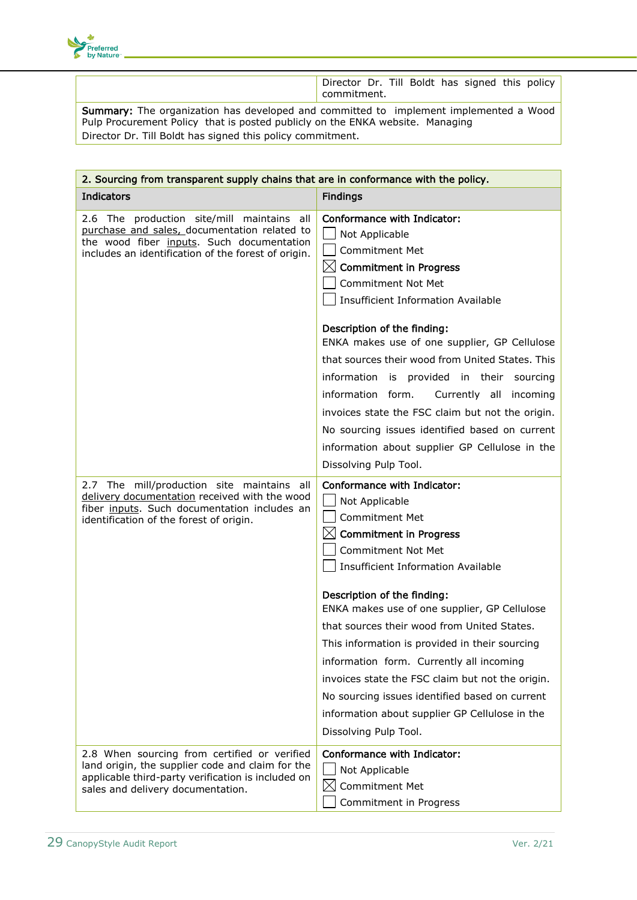| | |
|---|---|
| | Director Dr. Till Boldt has signed this policy commitment. |
| **Summary:** The organization has developed and committed to implement implemented a Wood Pulp Procurement Policy that is posted publicly on the ENKA website. Managing Director Dr. Till Boldt has signed this policy commitment. | |

| **2. Sourcing from transparent supply chains that are in conformance with the policy.** | |
|---|---|
| **Indicators** | **Findings** |
| 2.6 The production site/mill maintains all <u>purchase and sales</u>, documentation related to the wood fiber <u>inputs</u>. Such documentation includes an identification of the forest of origin. | **Conformance with Indicator:**<br>☐ Not Applicable<br>☐ Commitment Met<br>☒ **Commitment in Progress**<br>☐ Commitment Not Met<br>☐ Insufficient Information Available<br><br>**Description of the finding:**<br>ENKA makes use of one supplier, GP Cellulose that sources their wood from United States. This information is provided in their sourcing information form. Currently all incoming invoices state the FSC claim but not the origin. No sourcing issues identified based on current information about supplier GP Cellulose in the Dissolving Pulp Tool. |
| 2.7 The mill/production site maintains all <u>delivery documentation</u> received with the wood fiber <u>inputs</u>. Such documentation includes an identification of the forest of origin. | **Conformance with Indicator:**<br>☐ Not Applicable<br>☐ Commitment Met<br>☒ **Commitment in Progress**<br>☐ Commitment Not Met<br>☐ Insufficient Information Available<br><br>**Description of the finding:**<br>ENKA makes use of one supplier, GP Cellulose that sources their wood from United States. This information is provided in their sourcing information form. Currently all incoming invoices state the FSC claim but not the origin. No sourcing issues identified based on current information about supplier GP Cellulose in the Dissolving Pulp Tool. |
| 2.8 When sourcing from certified or verified land origin, the supplier code and claim for the applicable third-party verification is included on sales and delivery documentation. | **Conformance with Indicator:**<br>☐ Not Applicable<br>☒ Commitment Met<br>☐ Commitment in Progress |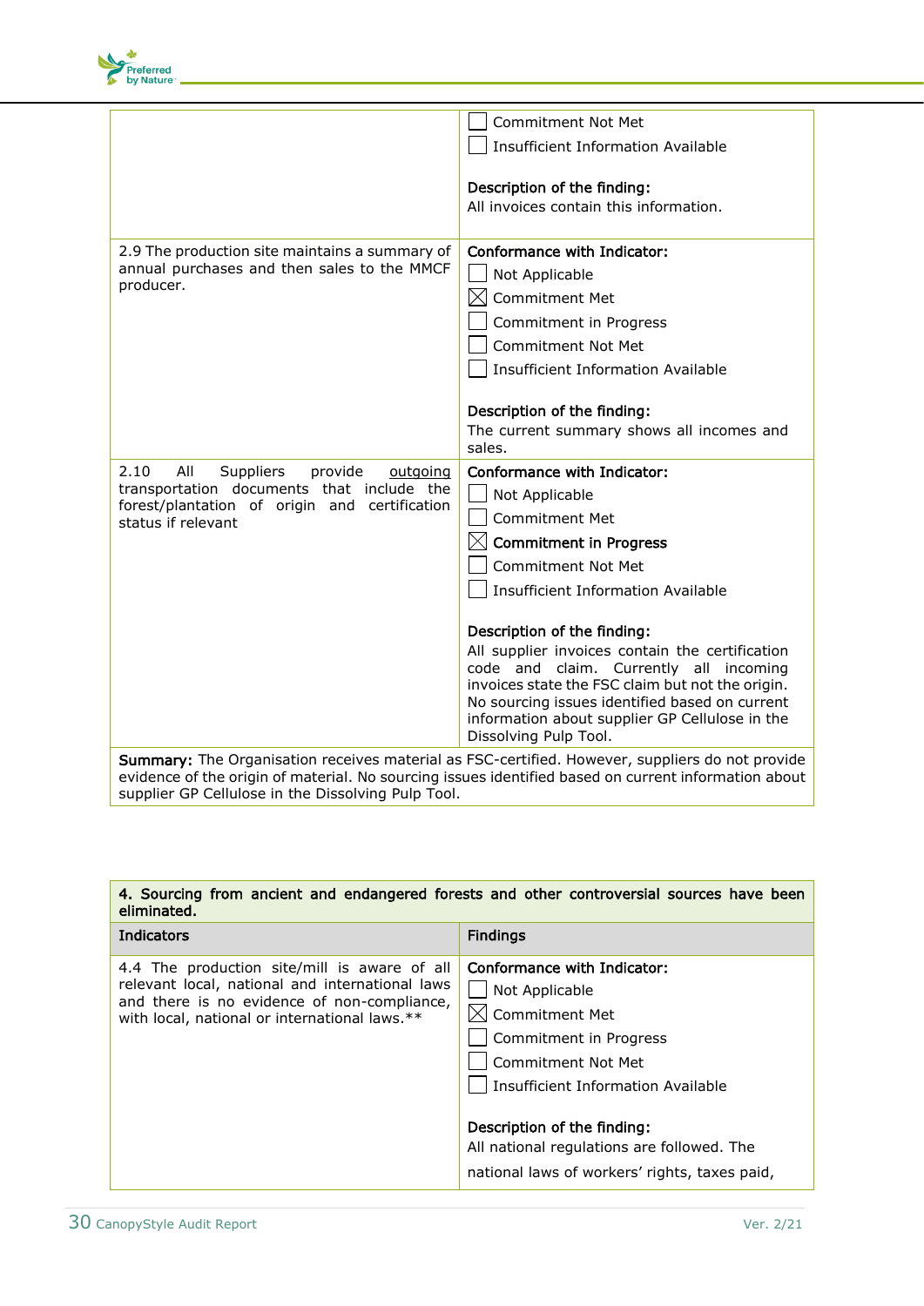| | |
|---|---|
| | ☐ Commitment Not Met<br>☐ Insufficient Information Available<br><br>**Description of the finding:**<br>All invoices contain this information. |
| 2.9 The production site maintains a summary of annual purchases and then sales to the MMCF producer. | **Conformance with Indicator:**<br>☐ Not Applicable<br>☒ Commitment Met<br>☐ Commitment in Progress<br>☐ Commitment Not Met<br>☐ Insufficient Information Available<br><br>**Description of the finding:**<br>The current summary shows all incomes and sales. |
| 2.10 All Suppliers provide <u>outgoing</u> transportation documents that include the forest/plantation of origin and certification status if relevant | **Conformance with Indicator:**<br>☐ Not Applicable<br>☐ Commitment Met<br>☒ **Commitment in Progress**<br>☐ Commitment Not Met<br>☐ Insufficient Information Available<br><br>**Description of the finding:**<br>All supplier invoices contain the certification code and claim. Currently all incoming invoices state the FSC claim but not the origin. No sourcing issues identified based on current information about supplier GP Cellulose in the Dissolving Pulp Tool. |
| **Summary:** The Organisation receives material as FSC-certified. However, suppliers do not provide evidence of the origin of material. No sourcing issues identified based on current information about supplier GP Cellulose in the Dissolving Pulp Tool. | |

| **4. Sourcing from ancient and endangered forests and other controversial sources have been eliminated.** | |
|---|---|
| **Indicators** | **Findings** |
| 4.4 The production site/mill is aware of all relevant local, national and international laws and there is no evidence of non-compliance, with local, national or international laws.** | **Conformance with Indicator:**<br>☐ Not Applicable<br>☒ Commitment Met<br>☐ Commitment in Progress<br>☐ Commitment Not Met<br>☐ Insufficient Information Available<br><br>**Description of the finding:**<br>All national regulations are followed. The national laws of workers' rights, taxes paid, |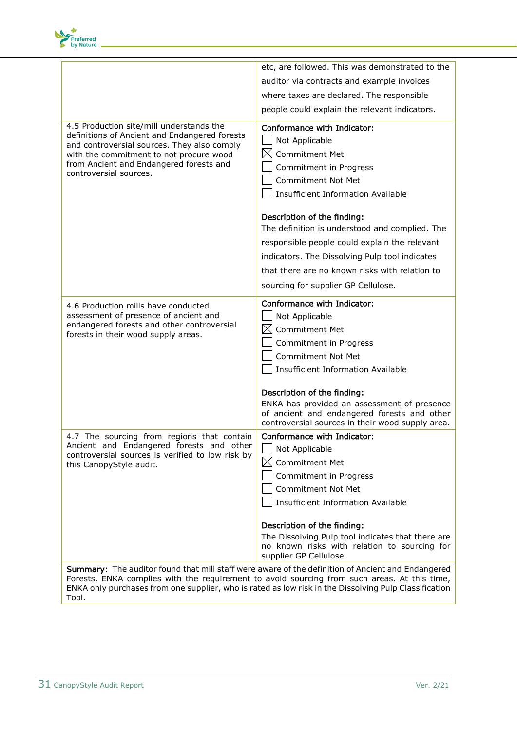| | |
|---|---|
| | etc, are followed. This was demonstrated to the auditor via contracts and example invoices where taxes are declared. The responsible people could explain the relevant indicators. |
| 4.5 Production site/mill understands the definitions of Ancient and Endangered forests and controversial sources. They also comply with the commitment to not procure wood from Ancient and Endangered forests and controversial sources. | **Conformance with Indicator:**<br>☐ Not Applicable<br>☒ Commitment Met<br>☐ Commitment in Progress<br>☐ Commitment Not Met<br>☐ Insufficient Information Available<br><br>**Description of the finding:**<br>The definition is understood and complied. The responsible people could explain the relevant indicators. The Dissolving Pulp tool indicates that there are no known risks with relation to sourcing for supplier GP Cellulose. |
| 4.6 Production mills have conducted assessment of presence of ancient and endangered forests and other controversial forests in their wood supply areas. | **Conformance with Indicator:**<br>☐ Not Applicable<br>☒ Commitment Met<br>☐ Commitment in Progress<br>☐ Commitment Not Met<br>☐ Insufficient Information Available<br><br>**Description of the finding:**<br>ENKA has provided an assessment of presence of ancient and endangered forests and other controversial sources in their wood supply area. |
| 4.7 The sourcing from regions that contain Ancient and Endangered forests and other controversial sources is verified to low risk by this CanopyStyle audit. | **Conformance with Indicator:**<br>☐ Not Applicable<br>☒ Commitment Met<br>☐ Commitment in Progress<br>☐ Commitment Not Met<br>☐ Insufficient Information Available<br><br>**Description of the finding:**<br>The Dissolving Pulp tool indicates that there are no known risks with relation to sourcing for supplier GP Cellulose |
| **Summary:** The auditor found that mill staff were aware of the definition of Ancient and Endangered Forests. ENKA complies with the requirement to avoid sourcing from such areas. At this time, ENKA only purchases from one supplier, who is rated as low risk in the Dissolving Pulp Classification Tool. | |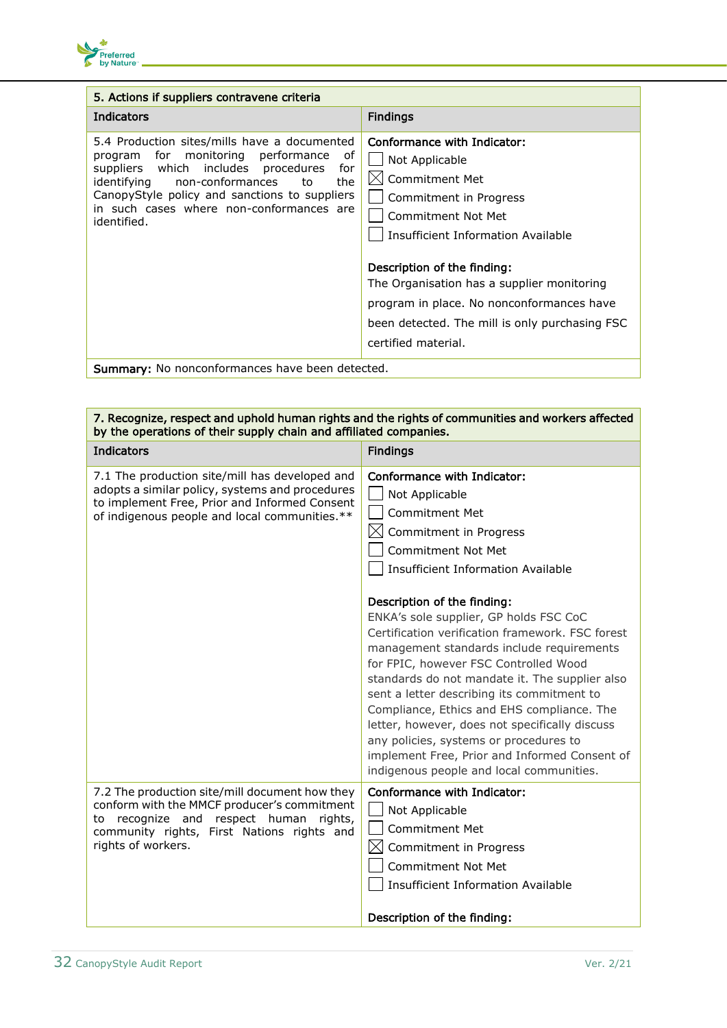| 5. Actions if suppliers contravene criteria | |
|---|---|
| **Indicators** | **Findings** |
| 5.4 Production sites/mills have a documented program for monitoring performance of suppliers which includes procedures for identifying non-conformances to the CanopyStyle policy and sanctions to suppliers in such cases where non-conformances are identified. | **Conformance with Indicator:**<br>☐ Not Applicable<br>☒ Commitment Met<br>☐ Commitment in Progress<br>☐ Commitment Not Met<br>☐ Insufficient Information Available<br><br>**Description of the finding:**<br>The Organisation has a supplier monitoring program in place. No nonconformances have been detected. The mill is only purchasing FSC certified material. |
| **Summary:** No nonconformances have been detected. | |

| 7. Recognize, respect and uphold human rights and the rights of communities and workers affected by the operations of their supply chain and affiliated companies. | |
|---|---|
| **Indicators** | **Findings** |
| 7.1 The production site/mill has developed and adopts a similar policy, systems and procedures to implement Free, Prior and Informed Consent of indigenous people and local communities.** | **Conformance with Indicator:**<br>☐ Not Applicable<br>☐ Commitment Met<br>☒ Commitment in Progress<br>☐ Commitment Not Met<br>☐ Insufficient Information Available<br><br>**Description of the finding:**<br>ENKA's sole supplier, GP holds FSC CoC Certification verification framework. FSC forest management standards include requirements for FPIC, however FSC Controlled Wood standards do not mandate it. The supplier also sent a letter describing its commitment to Compliance, Ethics and EHS compliance. The letter, however, does not specifically discuss any policies, systems or procedures to implement Free, Prior and Informed Consent of indigenous people and local communities. |
| 7.2 The production site/mill document how they conform with the MMCF producer's commitment to recognize and respect human rights, community rights, First Nations rights and rights of workers. | **Conformance with Indicator:**<br>☐ Not Applicable<br>☐ Commitment Met<br>☒ Commitment in Progress<br>☐ Commitment Not Met<br>☐ Insufficient Information Available<br><br>**Description of the finding:** |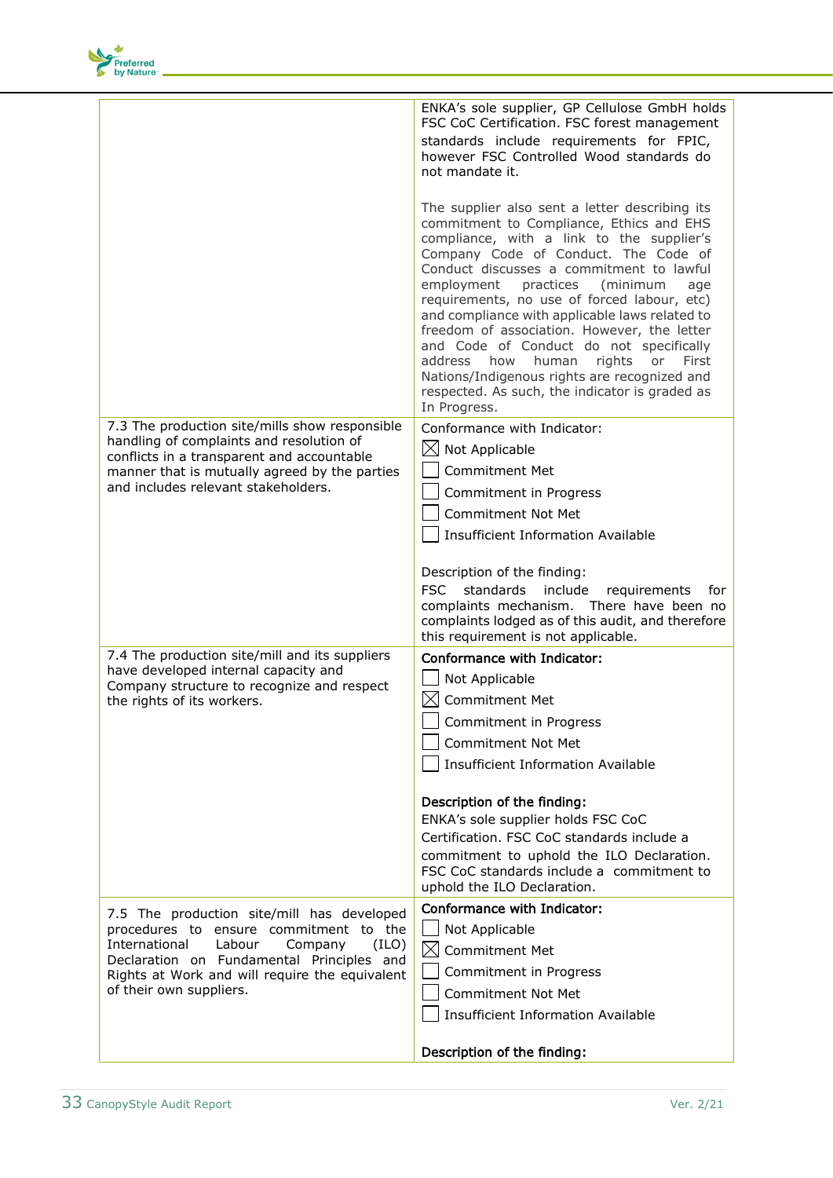| | |
|---|---|
| | ENKA's sole supplier, GP Cellulose GmbH holds FSC CoC Certification. FSC forest management standards include requirements for FPIC, however FSC Controlled Wood standards do not mandate it.<br><br>The supplier also sent a letter describing its commitment to Compliance, Ethics and EHS compliance, with a link to the supplier's Company Code of Conduct. The Code of Conduct discusses a commitment to lawful employment practices (minimum age requirements, no use of forced labour, etc) and compliance with applicable laws related to freedom of association. However, the letter and Code of Conduct do not specifically address how human rights or First Nations/Indigenous rights are recognized and respected. As such, the indicator is graded as In Progress. |
| 7.3 The production site/mills show responsible handling of complaints and resolution of conflicts in a transparent and accountable manner that is mutually agreed by the parties and includes relevant stakeholders. | Conformance with Indicator:<br>☒ Not Applicable<br>☐ Commitment Met<br>☐ Commitment in Progress<br>☐ Commitment Not Met<br>☐ Insufficient Information Available<br><br>Description of the finding:<br>FSC standards include requirements for complaints mechanism. There have been no complaints lodged as of this audit, and therefore this requirement is not applicable. |
| 7.4 The production site/mill and its suppliers have developed internal capacity and Company structure to recognize and respect the rights of its workers. | **Conformance with Indicator:**<br>☐ Not Applicable<br>☒ Commitment Met<br>☐ Commitment in Progress<br>☐ Commitment Not Met<br>☐ Insufficient Information Available<br><br>**Description of the finding:**<br>ENKA's sole supplier holds FSC CoC Certification. FSC CoC standards include a commitment to uphold the ILO Declaration. FSC CoC standards include a commitment to uphold the ILO Declaration. |
| 7.5 The production site/mill has developed procedures to ensure commitment to the International Labour Company (ILO) Declaration on Fundamental Principles and Rights at Work and will require the equivalent of their own suppliers. | **Conformance with Indicator:**<br>☐ Not Applicable<br>☒ Commitment Met<br>☐ Commitment in Progress<br>☐ Commitment Not Met<br>☐ Insufficient Information Available<br><br>**Description of the finding:** |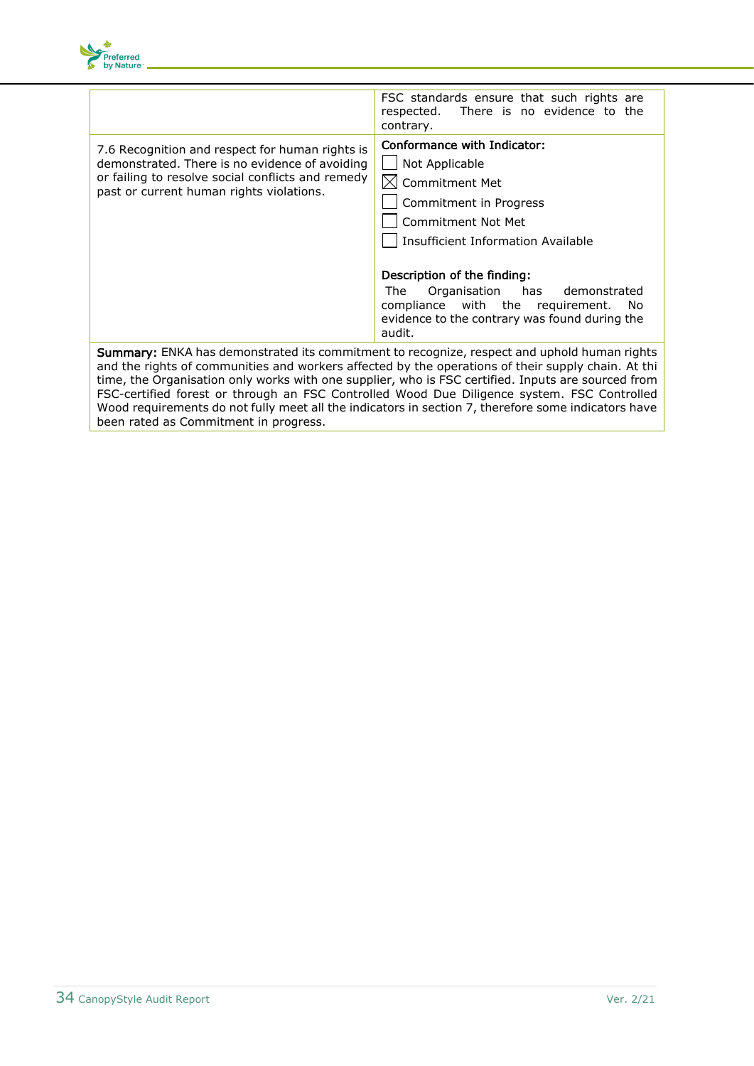| | |
|---|---|
| | FSC standards ensure that such rights are respected. There is no evidence to the contrary. |
| 7.6 Recognition and respect for human rights is demonstrated. There is no evidence of avoiding or failing to resolve social conflicts and remedy past or current human rights violations. | **Conformance with Indicator:**<br>☐ Not Applicable<br>☒ Commitment Met<br>☐ Commitment in Progress<br>☐ Commitment Not Met<br>☐ Insufficient Information Available<br><br>**Description of the finding:**<br>The Organisation has demonstrated compliance with the requirement. No evidence to the contrary was found during the audit. |
| **Summary:** ENKA has demonstrated its commitment to recognize, respect and uphold human rights and the rights of communities and workers affected by the operations of their supply chain. At thi time, the Organisation only works with one supplier, who is FSC certified. Inputs are sourced from FSC-certified forest or through an FSC Controlled Wood Due Diligence system. FSC Controlled Wood requirements do not fully meet all the indicators in section 7, therefore some indicators have been rated as Commitment in progress. | |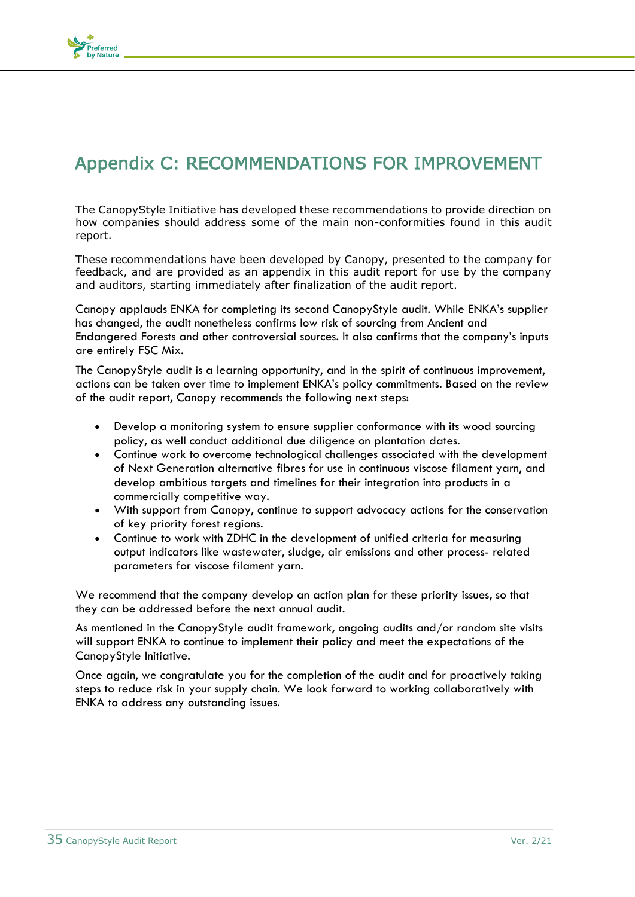# Appendix C: RECOMMENDATIONS FOR IMPROVEMENT

The CanopyStyle Initiative has developed these recommendations to provide direction on how companies should address some of the main non-conformities found in this audit report.

These recommendations have been developed by Canopy, presented to the company for feedback, and are provided as an appendix in this audit report for use by the company and auditors, starting immediately after finalization of the audit report.

Canopy applauds ENKA for completing its second CanopyStyle audit. While ENKA's supplier has changed, the audit nonetheless confirms low risk of sourcing from Ancient and Endangered Forests and other controversial sources. It also confirms that the company's inputs are entirely FSC Mix.

The CanopyStyle audit is a learning opportunity, and in the spirit of continuous improvement, actions can be taken over time to implement ENKA's policy commitments. Based on the review of the audit report, Canopy recommends the following next steps:

- Develop a monitoring system to ensure supplier conformance with its wood sourcing policy, as well conduct additional due diligence on plantation dates.
- Continue work to overcome technological challenges associated with the development of Next Generation alternative fibres for use in continuous viscose filament yarn, and develop ambitious targets and timelines for their integration into products in a commercially competitive way.
- With support from Canopy, continue to support advocacy actions for the conservation of key priority forest regions.
- Continue to work with ZDHC in the development of unified criteria for measuring output indicators like wastewater, sludge, air emissions and other process- related parameters for viscose filament yarn.

We recommend that the company develop an action plan for these priority issues, so that they can be addressed before the next annual audit.

As mentioned in the CanopyStyle audit framework, ongoing audits and/or random site visits will support ENKA to continue to implement their policy and meet the expectations of the CanopyStyle Initiative.

Once again, we congratulate you for the completion of the audit and for proactively taking steps to reduce risk in your supply chain. We look forward to working collaboratively with ENKA to address any outstanding issues.